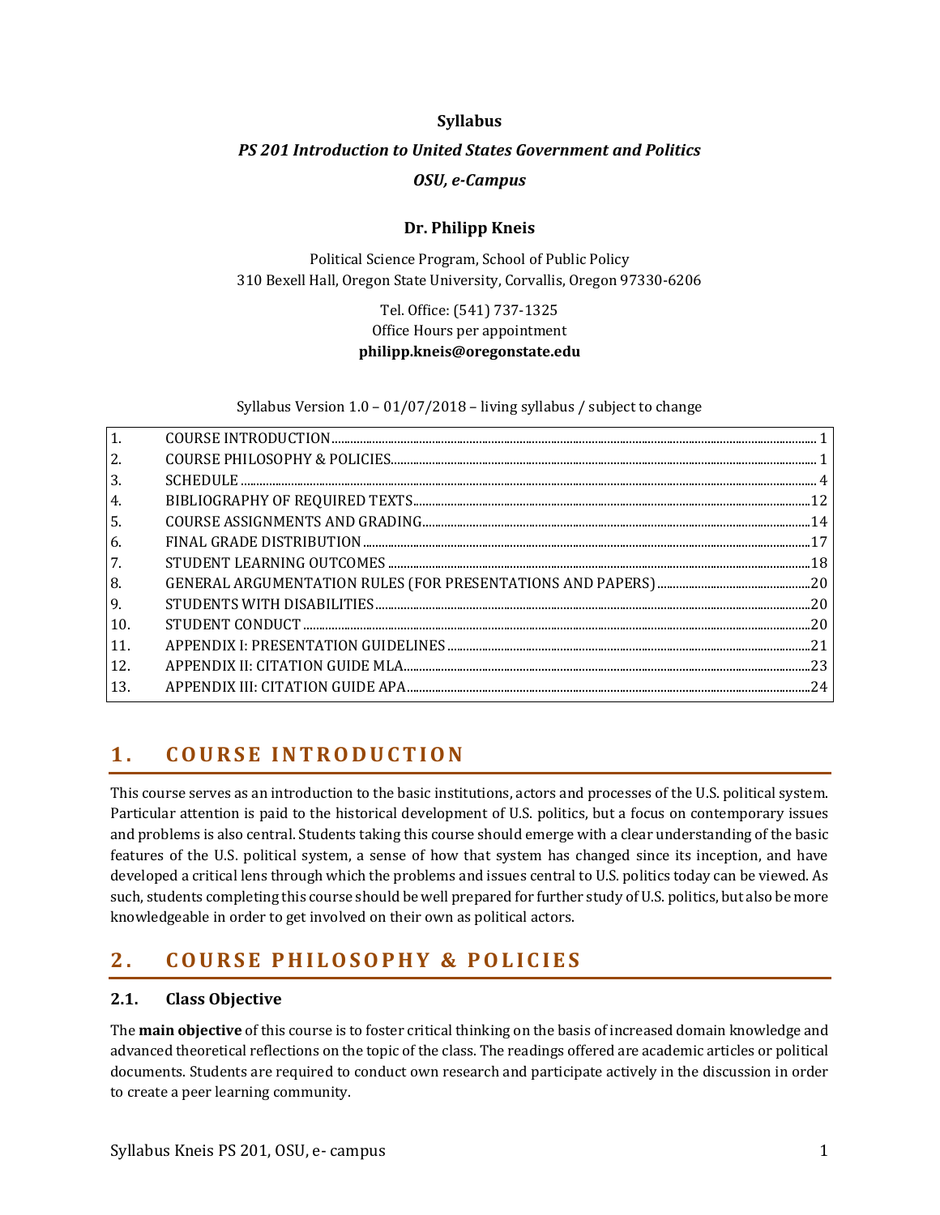**Syllabus**

***PS 201 Introduction to United States Government and Politics***

***OSU, e-Campus***

**Dr. Philipp Kneis**

Political Science Program, School of Public Policy
310 Bexell Hall, Oregon State University, Corvallis, Oregon 97330-6206

Tel. Office: (541) 737-1325
Office Hours per appointment
**philipp.kneis@oregonstate.edu**

Syllabus Version 1.0 – 01/07/2018 – living syllabus / subject to change

| | | |
|---|---|---|
| 1. | COURSE INTRODUCTION | 1 |
| 2. | COURSE PHILOSOPHY & POLICIES | 1 |
| 3. | SCHEDULE | 4 |
| 4. | BIBLIOGRAPHY OF REQUIRED TEXTS | 12 |
| 5. | COURSE ASSIGNMENTS AND GRADING | 14 |
| 6. | FINAL GRADE DISTRIBUTION | 17 |
| 7. | STUDENT LEARNING OUTCOMES | 18 |
| 8. | GENERAL ARGUMENTATION RULES (FOR PRESENTATIONS AND PAPERS) | 20 |
| 9. | STUDENTS WITH DISABILITIES | 20 |
| 10. | STUDENT CONDUCT | 20 |
| 11. | APPENDIX I: PRESENTATION GUIDELINES | 21 |
| 12. | APPENDIX II: CITATION GUIDE MLA | 23 |
| 13. | APPENDIX III: CITATION GUIDE APA | 24 |

## 1. COURSE INTRODUCTION

This course serves as an introduction to the basic institutions, actors and processes of the U.S. political system. Particular attention is paid to the historical development of U.S. politics, but a focus on contemporary issues and problems is also central. Students taking this course should emerge with a clear understanding of the basic features of the U.S. political system, a sense of how that system has changed since its inception, and have developed a critical lens through which the problems and issues central to U.S. politics today can be viewed. As such, students completing this course should be well prepared for further study of U.S. politics, but also be more knowledgeable in order to get involved on their own as political actors.

## 2. COURSE PHILOSOPHY & POLICIES

### 2.1. Class Objective

The **main objective** of this course is to foster critical thinking on the basis of increased domain knowledge and advanced theoretical reflections on the topic of the class. The readings offered are academic articles or political documents. Students are required to conduct own research and participate actively in the discussion in order to create a peer learning community.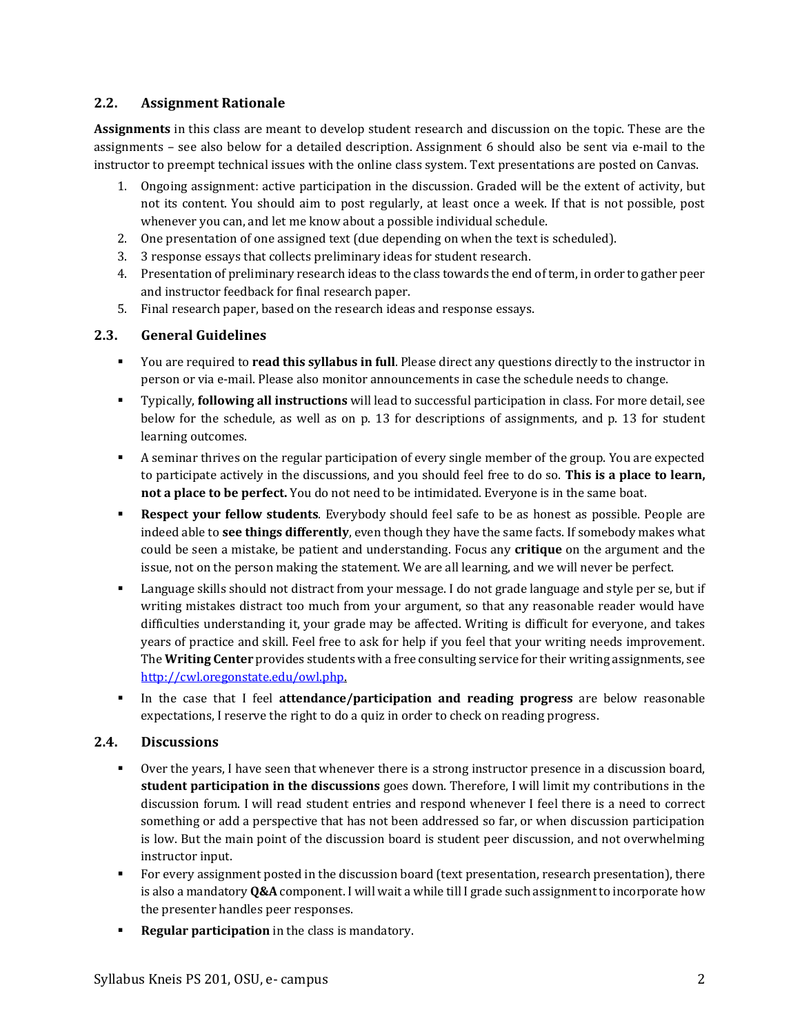### 2.2. Assignment Rationale

**Assignments** in this class are meant to develop student research and discussion on the topic. These are the assignments – see also below for a detailed description. Assignment 6 should also be sent via e-mail to the instructor to preempt technical issues with the online class system. Text presentations are posted on Canvas.

1. Ongoing assignment: active participation in the discussion. Graded will be the extent of activity, but not its content. You should aim to post regularly, at least once a week. If that is not possible, post whenever you can, and let me know about a possible individual schedule.
2. One presentation of one assigned text (due depending on when the text is scheduled).
3. 3 response essays that collects preliminary ideas for student research.
4. Presentation of preliminary research ideas to the class towards the end of term, in order to gather peer and instructor feedback for final research paper.
5. Final research paper, based on the research ideas and response essays.

### 2.3. General Guidelines

- You are required to **read this syllabus in full**. Please direct any questions directly to the instructor in person or via e-mail. Please also monitor announcements in case the schedule needs to change.
- Typically, **following all instructions** will lead to successful participation in class. For more detail, see below for the schedule, as well as on p. 13 for descriptions of assignments, and p. 13 for student learning outcomes.
- A seminar thrives on the regular participation of every single member of the group. You are expected to participate actively in the discussions, and you should feel free to do so. **This is a place to learn, not a place to be perfect.** You do not need to be intimidated. Everyone is in the same boat.
- **Respect your fellow students**. Everybody should feel safe to be as honest as possible. People are indeed able to **see things differently**, even though they have the same facts. If somebody makes what could be seen a mistake, be patient and understanding. Focus any **critique** on the argument and the issue, not on the person making the statement. We are all learning, and we will never be perfect.
- Language skills should not distract from your message. I do not grade language and style per se, but if writing mistakes distract too much from your argument, so that any reasonable reader would have difficulties understanding it, your grade may be affected. Writing is difficult for everyone, and takes years of practice and skill. Feel free to ask for help if you feel that your writing needs improvement. The **Writing Center** provides students with a free consulting service for their writing assignments, see [http://cwl.oregonstate.edu/owl.php](http://cwl.oregonstate.edu/owl.php).
- In the case that I feel **attendance/participation and reading progress** are below reasonable expectations, I reserve the right to do a quiz in order to check on reading progress.

### 2.4. Discussions

- Over the years, I have seen that whenever there is a strong instructor presence in a discussion board, **student participation in the discussions** goes down. Therefore, I will limit my contributions in the discussion forum. I will read student entries and respond whenever I feel there is a need to correct something or add a perspective that has not been addressed so far, or when discussion participation is low. But the main point of the discussion board is student peer discussion, and not overwhelming instructor input.
- For every assignment posted in the discussion board (text presentation, research presentation), there is also a mandatory **Q&A** component. I will wait a while till I grade such assignment to incorporate how the presenter handles peer responses.
- **Regular participation** in the class is mandatory.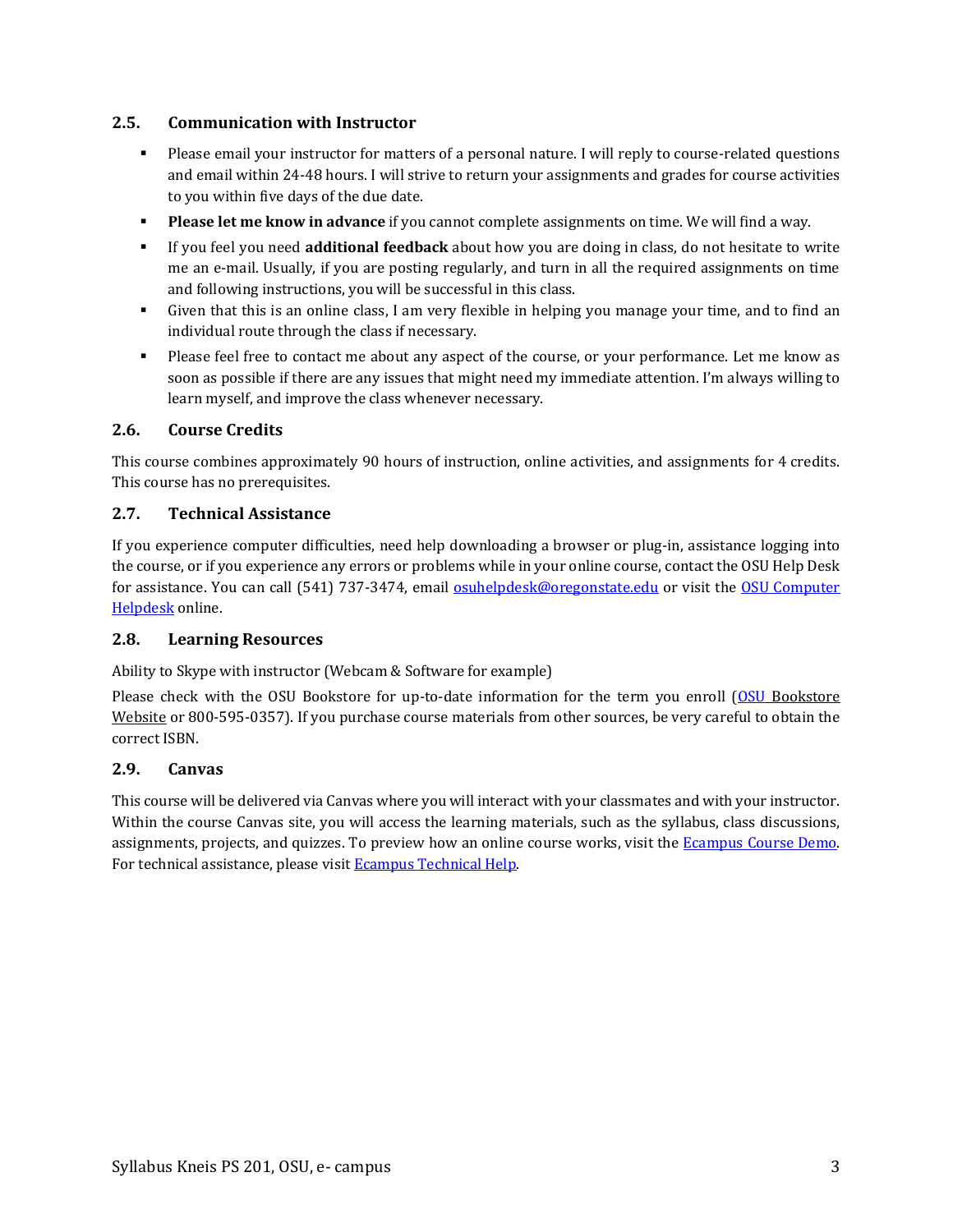### 2.5. Communication with Instructor

- Please email your instructor for matters of a personal nature. I will reply to course-related questions and email within 24-48 hours. I will strive to return your assignments and grades for course activities to you within five days of the due date.
- **Please let me know in advance** if you cannot complete assignments on time. We will find a way.
- If you feel you need **additional feedback** about how you are doing in class, do not hesitate to write me an e-mail. Usually, if you are posting regularly, and turn in all the required assignments on time and following instructions, you will be successful in this class.
- Given that this is an online class, I am very flexible in helping you manage your time, and to find an individual route through the class if necessary.
- Please feel free to contact me about any aspect of the course, or your performance. Let me know as soon as possible if there are any issues that might need my immediate attention. I'm always willing to learn myself, and improve the class whenever necessary.

### 2.6. Course Credits

This course combines approximately 90 hours of instruction, online activities, and assignments for 4 credits. This course has no prerequisites.

### 2.7. Technical Assistance

If you experience computer difficulties, need help downloading a browser or plug-in, assistance logging into the course, or if you experience any errors or problems while in your online course, contact the OSU Help Desk for assistance. You can call (541) 737-3474, email osuhelpdesk@oregonstate.edu or visit the OSU Computer Helpdesk online.

### 2.8. Learning Resources

Ability to Skype with instructor (Webcam & Software for example)

Please check with the OSU Bookstore for up-to-date information for the term you enroll (OSU Bookstore Website or 800-595-0357). If you purchase course materials from other sources, be very careful to obtain the correct ISBN.

### 2.9. Canvas

This course will be delivered via Canvas where you will interact with your classmates and with your instructor. Within the course Canvas site, you will access the learning materials, such as the syllabus, class discussions, assignments, projects, and quizzes. To preview how an online course works, visit the Ecampus Course Demo. For technical assistance, please visit Ecampus Technical Help.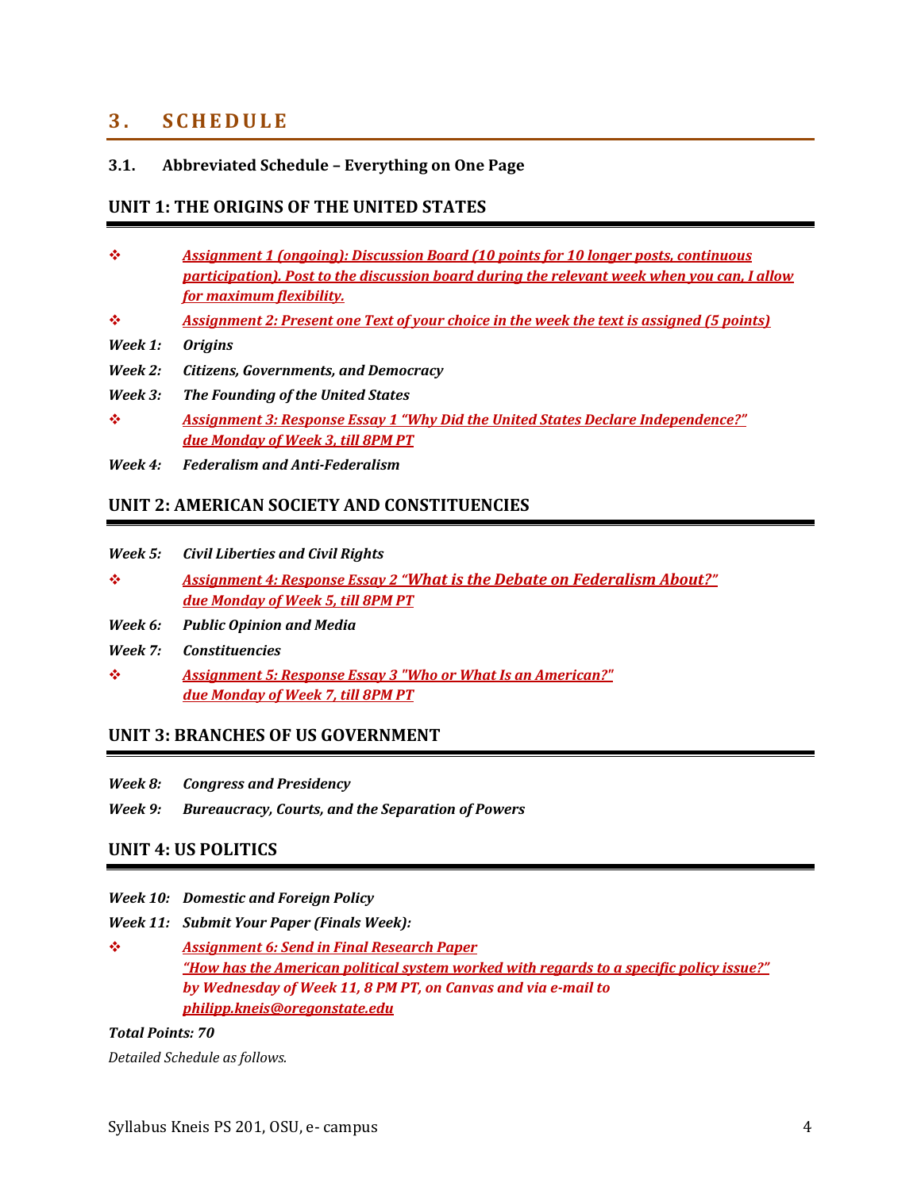## 3. SCHEDULE

### 3.1. Abbreviated Schedule – Everything on One Page

### UNIT 1: THE ORIGINS OF THE UNITED STATES

- ***Assignment 1 (ongoing): Discussion Board (10 points for 10 longer posts, continuous participation). Post to the discussion board during the relevant week when you can, I allow for maximum flexibility.***
- ***Assignment 2: Present one Text of your choice in the week the text is assigned (5 points)***

***Week 1:*** ***Origins***

***Week 2:*** ***Citizens, Governments, and Democracy***

***Week 3:*** ***The Founding of the United States***

- ***Assignment 3: Response Essay 1 "Why Did the United States Declare Independence?" due Monday of Week 3, till 8PM PT***

***Week 4:*** ***Federalism and Anti-Federalism***

### UNIT 2: AMERICAN SOCIETY AND CONSTITUENCIES

***Week 5:*** ***Civil Liberties and Civil Rights***

- ***Assignment 4: Response Essay 2 "What is the Debate on Federalism About?" due Monday of Week 5, till 8PM PT***

***Week 6:*** ***Public Opinion and Media***

***Week 7:*** ***Constituencies***

- ***Assignment 5: Response Essay 3 "Who or What Is an American?" due Monday of Week 7, till 8PM PT***

### UNIT 3: BRANCHES OF US GOVERNMENT

***Week 8:*** ***Congress and Presidency***

***Week 9:*** ***Bureaucracy, Courts, and the Separation of Powers***

### UNIT 4: US POLITICS

***Week 10:*** ***Domestic and Foreign Policy***

***Week 11:*** ***Submit Your Paper (Finals Week):***

- ***Assignment 6: Send in Final Research Paper "How has the American political system worked with regards to a specific policy issue?" by Wednesday of Week 11, 8 PM PT, on Canvas and via e-mail to philipp.kneis@oregonstate.edu***

***Total Points: 70***

*Detailed Schedule as follows.*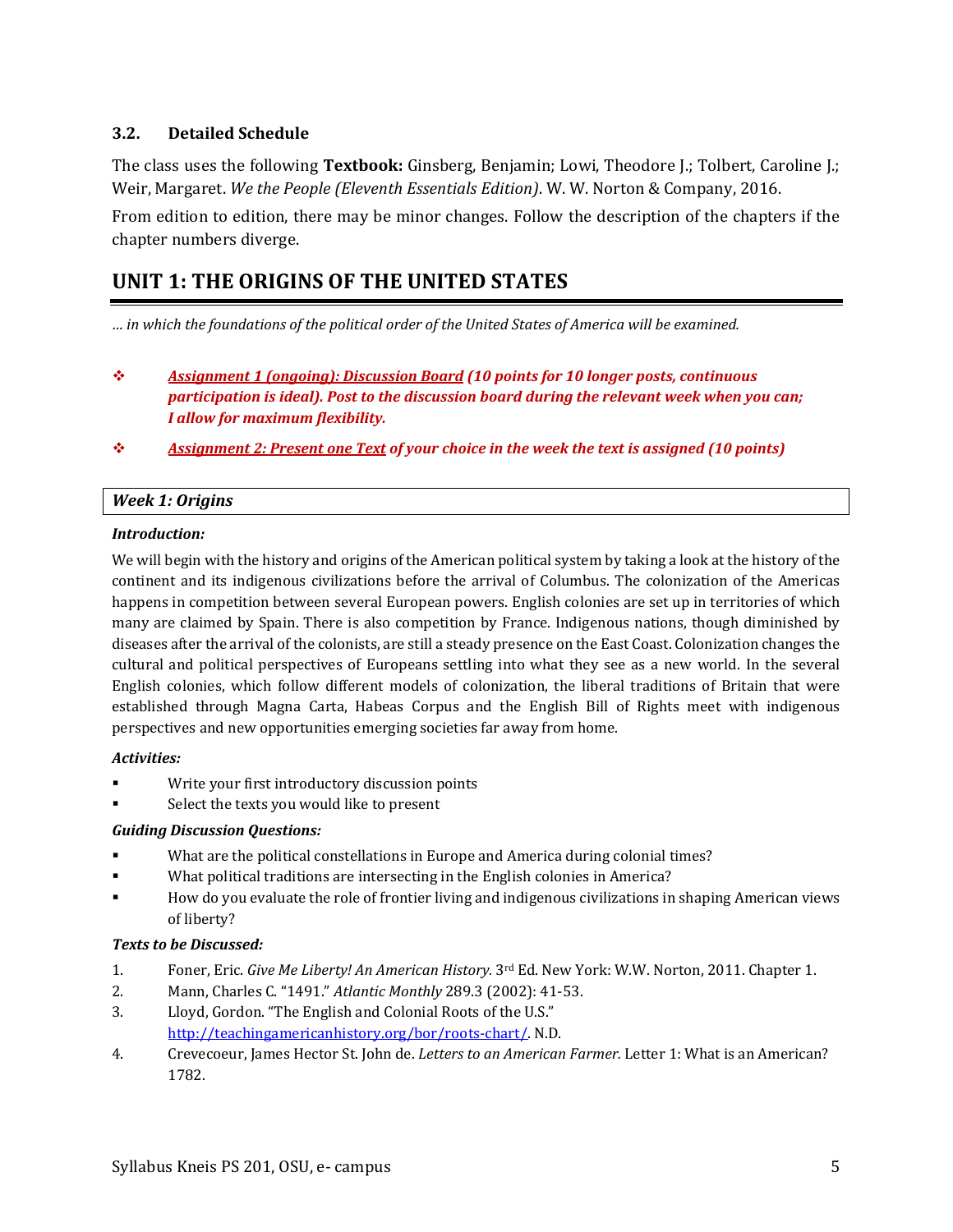### 3.2. Detailed Schedule

The class uses the following **Textbook:** Ginsberg, Benjamin; Lowi, Theodore J.; Tolbert, Caroline J.; Weir, Margaret. *We the People (Eleventh Essentials Edition)*. W. W. Norton & Company, 2016.

From edition to edition, there may be minor changes. Follow the description of the chapters if the chapter numbers diverge.

## UNIT 1: THE ORIGINS OF THE UNITED STATES

*… in which the foundations of the political order of the United States of America will be examined.*

- ***Assignment 1 (ongoing): Discussion Board (10 points for 10 longer posts, continuous participation is ideal). Post to the discussion board during the relevant week when you can; I allow for maximum flexibility.***
- ***Assignment 2: Present one Text of your choice in the week the text is assigned (10 points)***

### *Week 1: Origins*

***Introduction:***

We will begin with the history and origins of the American political system by taking a look at the history of the continent and its indigenous civilizations before the arrival of Columbus. The colonization of the Americas happens in competition between several European powers. English colonies are set up in territories of which many are claimed by Spain. There is also competition by France. Indigenous nations, though diminished by diseases after the arrival of the colonists, are still a steady presence on the East Coast. Colonization changes the cultural and political perspectives of Europeans settling into what they see as a new world. In the several English colonies, which follow different models of colonization, the liberal traditions of Britain that were established through Magna Carta, Habeas Corpus and the English Bill of Rights meet with indigenous perspectives and new opportunities emerging societies far away from home.

***Activities:***

- Write your first introductory discussion points
- Select the texts you would like to present

***Guiding Discussion Questions:***

- What are the political constellations in Europe and America during colonial times?
- What political traditions are intersecting in the English colonies in America?
- How do you evaluate the role of frontier living and indigenous civilizations in shaping American views of liberty?

***Texts to be Discussed:***

1. Foner, Eric. *Give Me Liberty! An American History.* 3rd Ed. New York: W.W. Norton, 2011. Chapter 1.
2. Mann, Charles C. "1491." *Atlantic Monthly* 289.3 (2002): 41-53.
3. Lloyd, Gordon. "The English and Colonial Roots of the U.S." http://teachingamericanhistory.org/bor/roots-chart/. N.D.
4. Crevecoeur, James Hector St. John de. *Letters to an American Farmer.* Letter 1: What is an American? 1782.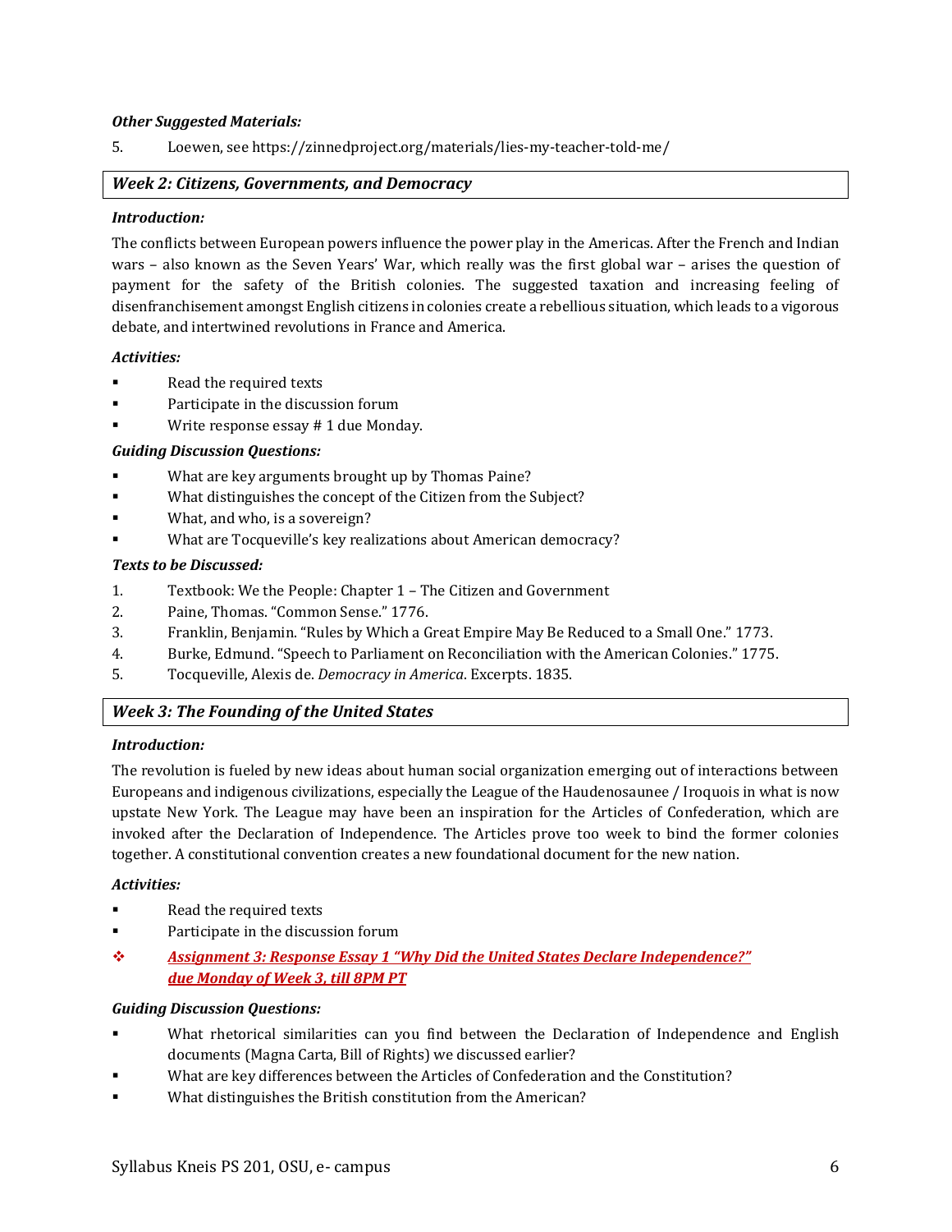***Other Suggested Materials:***

5. Loewen, see https://zinnedproject.org/materials/lies-my-teacher-told-me/

## *Week 2: Citizens, Governments, and Democracy*

***Introduction:***

The conflicts between European powers influence the power play in the Americas. After the French and Indian wars – also known as the Seven Years' War, which really was the first global war – arises the question of payment for the safety of the British colonies. The suggested taxation and increasing feeling of disenfranchisement amongst English citizens in colonies create a rebellious situation, which leads to a vigorous debate, and intertwined revolutions in France and America.

***Activities:***

- Read the required texts
- Participate in the discussion forum
- Write response essay # 1 due Monday.

***Guiding Discussion Questions:***

- What are key arguments brought up by Thomas Paine?
- What distinguishes the concept of the Citizen from the Subject?
- What, and who, is a sovereign?
- What are Tocqueville's key realizations about American democracy?

***Texts to be Discussed:***

1. Textbook: We the People: Chapter 1 – The Citizen and Government
2. Paine, Thomas. "Common Sense." 1776.
3. Franklin, Benjamin. "Rules by Which a Great Empire May Be Reduced to a Small One." 1773.
4. Burke, Edmund. "Speech to Parliament on Reconciliation with the American Colonies." 1775.
5. Tocqueville, Alexis de. *Democracy in America*. Excerpts. 1835.

## *Week 3: The Founding of the United States*

***Introduction:***

The revolution is fueled by new ideas about human social organization emerging out of interactions between Europeans and indigenous civilizations, especially the League of the Haudenosaunee / Iroquois in what is now upstate New York. The League may have been an inspiration for the Articles of Confederation, which are invoked after the Declaration of Independence. The Articles prove too week to bind the former colonies together. A constitutional convention creates a new foundational document for the new nation.

***Activities:***

- Read the required texts
- Participate in the discussion forum
- ***Assignment 3: Response Essay 1 "Why Did the United States Declare Independence?" due Monday of Week 3, till 8PM PT***

***Guiding Discussion Questions:***

- What rhetorical similarities can you find between the Declaration of Independence and English documents (Magna Carta, Bill of Rights) we discussed earlier?
- What are key differences between the Articles of Confederation and the Constitution?
- What distinguishes the British constitution from the American?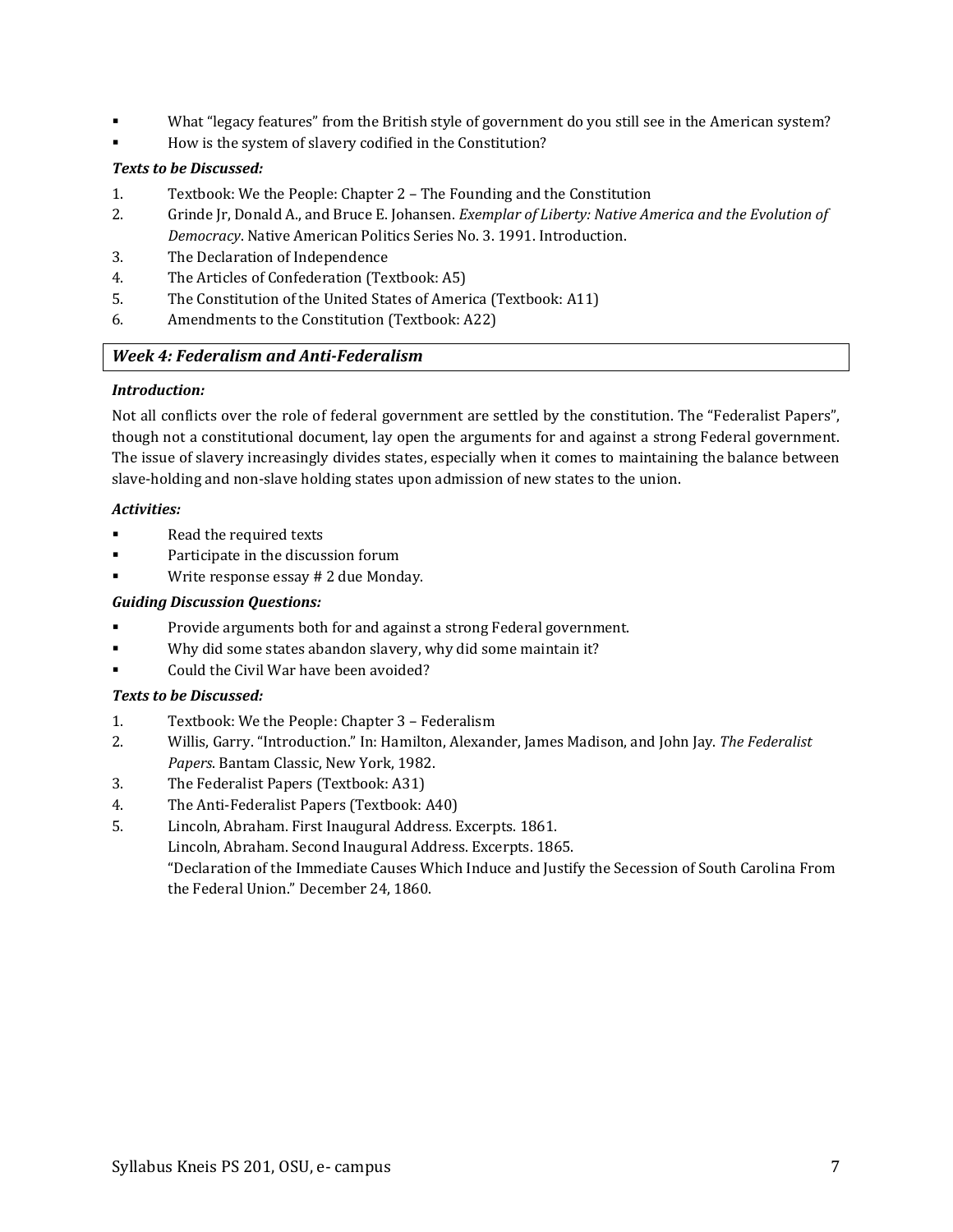- What "legacy features" from the British style of government do you still see in the American system?
- How is the system of slavery codified in the Constitution?

***Texts to be Discussed:***

1. Textbook: We the People: Chapter 2 – The Founding and the Constitution
2. Grinde Jr, Donald A., and Bruce E. Johansen. *Exemplar of Liberty: Native America and the Evolution of Democracy*. Native American Politics Series No. 3. 1991. Introduction.
3. The Declaration of Independence
4. The Articles of Confederation (Textbook: A5)
5. The Constitution of the United States of America (Textbook: A11)
6. Amendments to the Constitution (Textbook: A22)

## *Week 4: Federalism and Anti-Federalism*

***Introduction:***

Not all conflicts over the role of federal government are settled by the constitution. The "Federalist Papers", though not a constitutional document, lay open the arguments for and against a strong Federal government. The issue of slavery increasingly divides states, especially when it comes to maintaining the balance between slave-holding and non-slave holding states upon admission of new states to the union.

***Activities:***

- Read the required texts
- Participate in the discussion forum
- Write response essay # 2 due Monday.

***Guiding Discussion Questions:***

- Provide arguments both for and against a strong Federal government.
- Why did some states abandon slavery, why did some maintain it?
- Could the Civil War have been avoided?

***Texts to be Discussed:***

1. Textbook: We the People: Chapter 3 – Federalism
2. Willis, Garry. "Introduction." In: Hamilton, Alexander, James Madison, and John Jay. *The Federalist Papers*. Bantam Classic, New York, 1982.
3. The Federalist Papers (Textbook: A31)
4. The Anti-Federalist Papers (Textbook: A40)
5. Lincoln, Abraham. First Inaugural Address. Excerpts. 1861.
   Lincoln, Abraham. Second Inaugural Address. Excerpts. 1865.
   "Declaration of the Immediate Causes Which Induce and Justify the Secession of South Carolina From the Federal Union." December 24, 1860.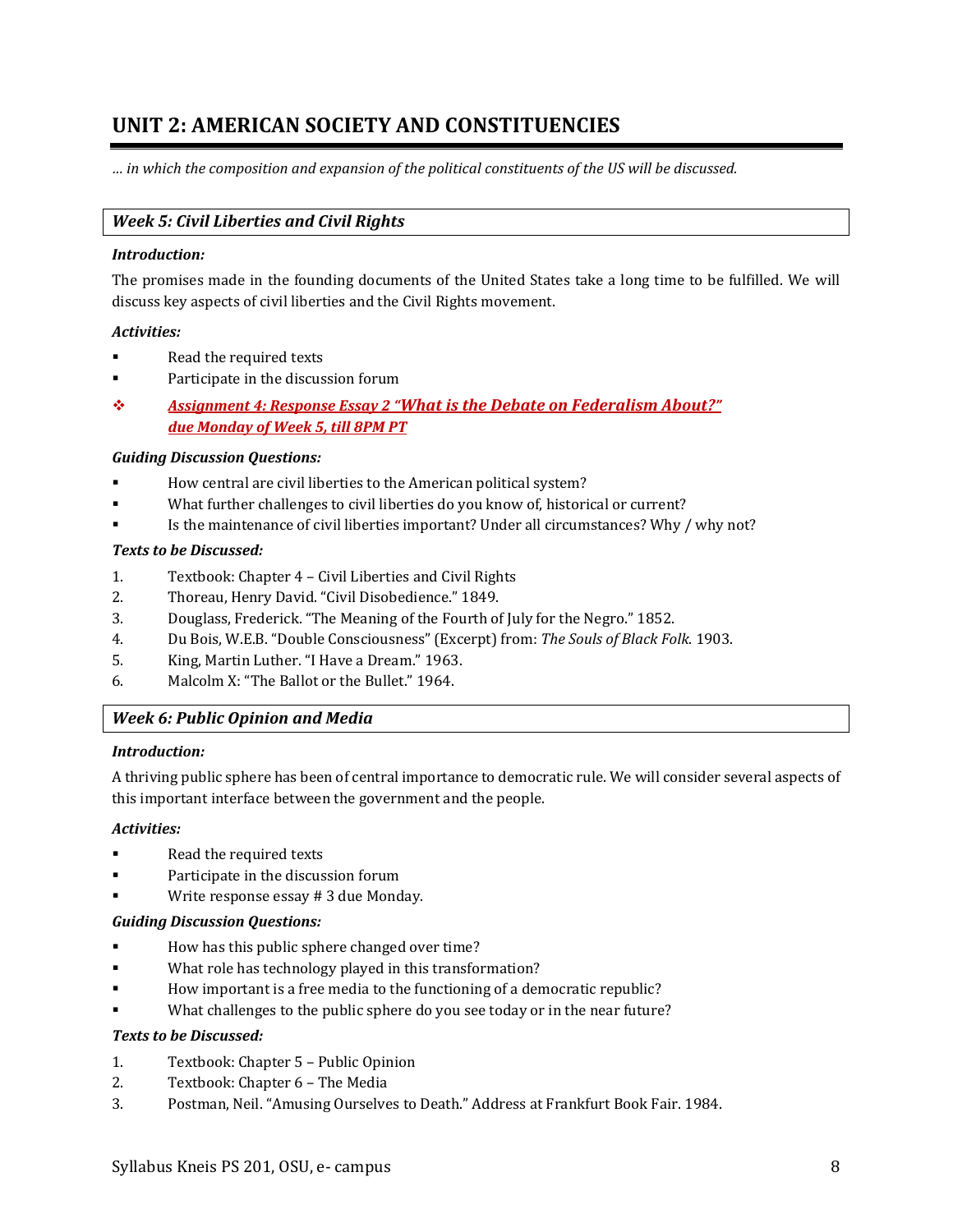## UNIT 2: AMERICAN SOCIETY AND CONSTITUENCIES

*… in which the composition and expansion of the political constituents of the US will be discussed.*

### *Week 5: Civil Liberties and Civil Rights*

***Introduction:***

The promises made in the founding documents of the United States take a long time to be fulfilled. We will discuss key aspects of civil liberties and the Civil Rights movement.

***Activities:***

- Read the required texts
- Participate in the discussion forum
- ***Assignment 4: Response Essay 2 "What is the Debate on Federalism About?" due Monday of Week 5, till 8PM PT***

***Guiding Discussion Questions:***

- How central are civil liberties to the American political system?
- What further challenges to civil liberties do you know of, historical or current?
- Is the maintenance of civil liberties important? Under all circumstances? Why / why not?

***Texts to be Discussed:***

1. Textbook: Chapter 4 – Civil Liberties and Civil Rights
2. Thoreau, Henry David. "Civil Disobedience." 1849.
3. Douglass, Frederick. "The Meaning of the Fourth of July for the Negro." 1852.
4. Du Bois, W.E.B. "Double Consciousness" (Excerpt) from: *The Souls of Black Folk.* 1903.
5. King, Martin Luther. "I Have a Dream." 1963.
6. Malcolm X: "The Ballot or the Bullet." 1964.

### *Week 6: Public Opinion and Media*

***Introduction:***

A thriving public sphere has been of central importance to democratic rule. We will consider several aspects of this important interface between the government and the people.

***Activities:***

- Read the required texts
- Participate in the discussion forum
- Write response essay # 3 due Monday.

***Guiding Discussion Questions:***

- How has this public sphere changed over time?
- What role has technology played in this transformation?
- How important is a free media to the functioning of a democratic republic?
- What challenges to the public sphere do you see today or in the near future?

***Texts to be Discussed:***

1. Textbook: Chapter 5 – Public Opinion
2. Textbook: Chapter 6 – The Media
3. Postman, Neil. "Amusing Ourselves to Death." Address at Frankfurt Book Fair. 1984.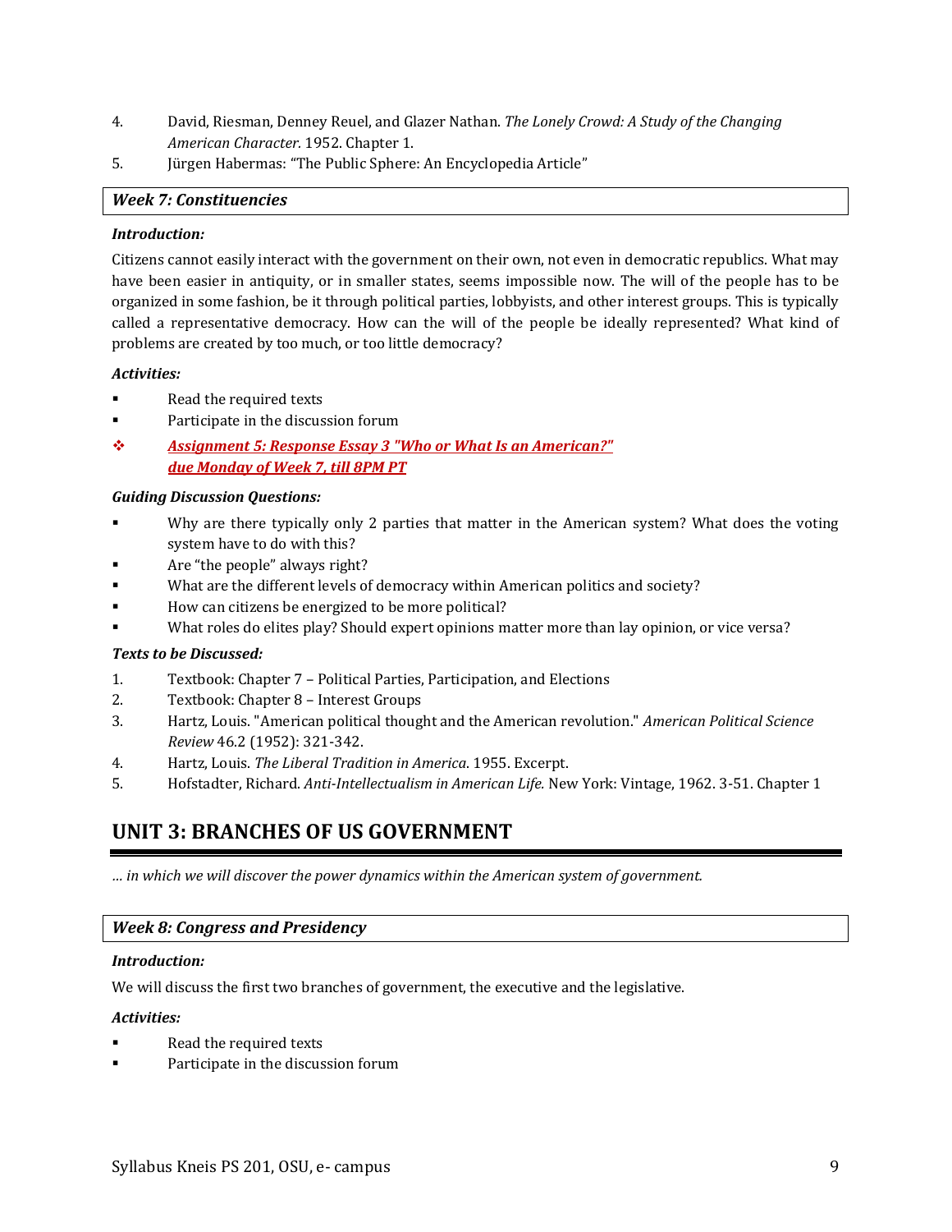4. David, Riesman, Denney Reuel, and Glazer Nathan. *The Lonely Crowd: A Study of the Changing American Character.* 1952. Chapter 1.
5. Jürgen Habermas: "The Public Sphere: An Encyclopedia Article"

### *Week 7: Constituencies*

***Introduction:***

Citizens cannot easily interact with the government on their own, not even in democratic republics. What may have been easier in antiquity, or in smaller states, seems impossible now. The will of the people has to be organized in some fashion, be it through political parties, lobbyists, and other interest groups. This is typically called a representative democracy. How can the will of the people be ideally represented? What kind of problems are created by too much, or too little democracy?

***Activities:***

- Read the required texts
- Participate in the discussion forum
- ***Assignment 5: Response Essay 3 "Who or What Is an American?" due Monday of Week 7, till 8PM PT***

***Guiding Discussion Questions:***

- Why are there typically only 2 parties that matter in the American system? What does the voting system have to do with this?
- Are "the people" always right?
- What are the different levels of democracy within American politics and society?
- How can citizens be energized to be more political?
- What roles do elites play? Should expert opinions matter more than lay opinion, or vice versa?

***Texts to be Discussed:***

1. Textbook: Chapter 7 – Political Parties, Participation, and Elections
2. Textbook: Chapter 8 – Interest Groups
3. Hartz, Louis. "American political thought and the American revolution." *American Political Science Review* 46.2 (1952): 321-342.
4. Hartz, Louis. *The Liberal Tradition in America*. 1955. Excerpt.
5. Hofstadter, Richard. *Anti-Intellectualism in American Life.* New York: Vintage, 1962. 3-51. Chapter 1

## UNIT 3: BRANCHES OF US GOVERNMENT

*… in which we will discover the power dynamics within the American system of government.*

### *Week 8: Congress and Presidency*

***Introduction:***

We will discuss the first two branches of government, the executive and the legislative.

***Activities:***

- Read the required texts
- Participate in the discussion forum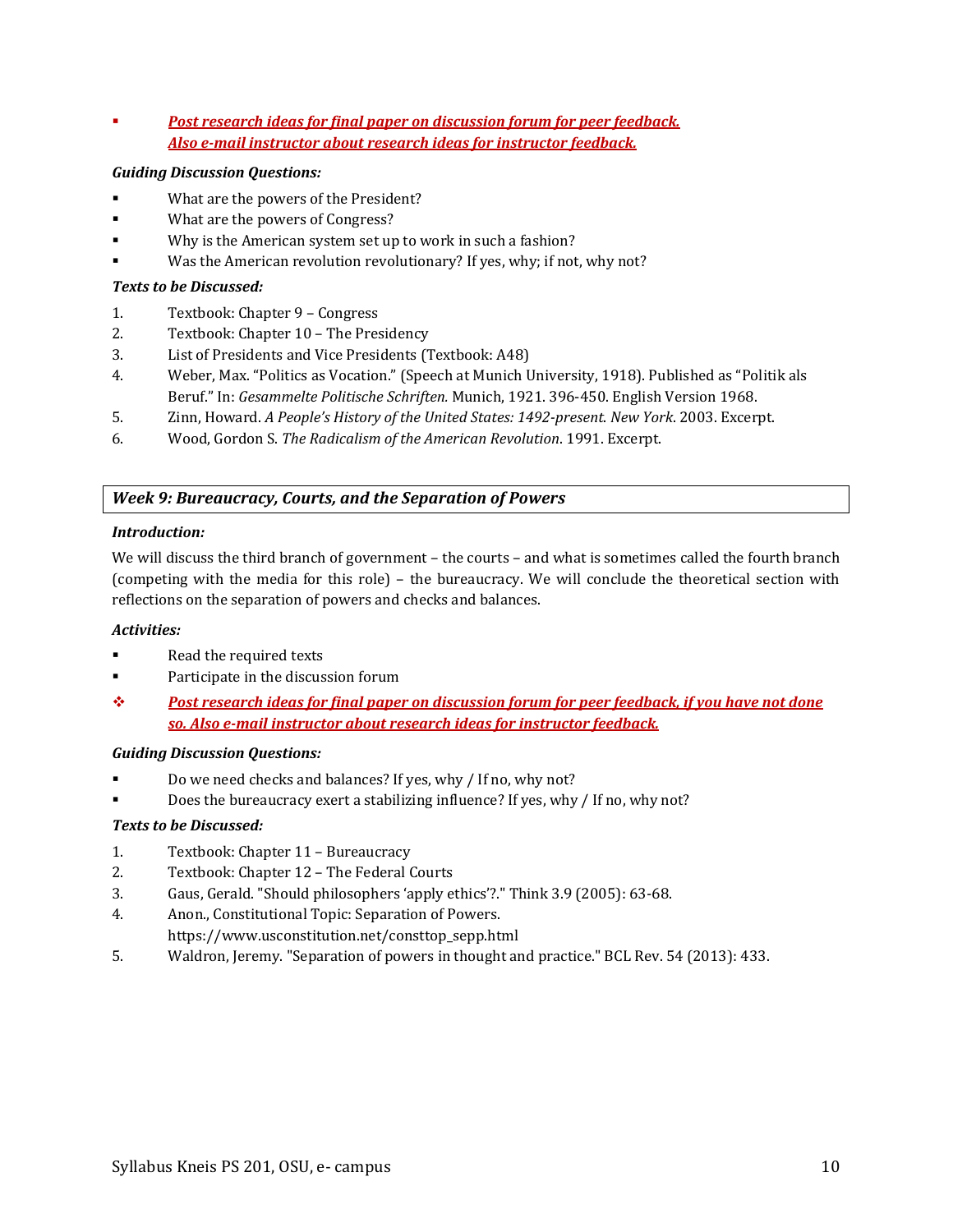- ***Post research ideas for final paper on discussion forum for peer feedback. Also e-mail instructor about research ideas for instructor feedback.***

***Guiding Discussion Questions:***

- What are the powers of the President?
- What are the powers of Congress?
- Why is the American system set up to work in such a fashion?
- Was the American revolution revolutionary? If yes, why; if not, why not?

***Texts to be Discussed:***

1. Textbook: Chapter 9 – Congress
2. Textbook: Chapter 10 – The Presidency
3. List of Presidents and Vice Presidents (Textbook: A48)
4. Weber, Max. "Politics as Vocation." (Speech at Munich University, 1918). Published as "Politik als Beruf." In: *Gesammelte Politische Schriften.* Munich, 1921. 396-450. English Version 1968.
5. Zinn, Howard. *A People's History of the United States: 1492-present. New York*. 2003. Excerpt.
6. Wood, Gordon S. *The Radicalism of the American Revolution*. 1991. Excerpt.

## *Week 9: Bureaucracy, Courts, and the Separation of Powers*

***Introduction:***

We will discuss the third branch of government – the courts – and what is sometimes called the fourth branch (competing with the media for this role) – the bureaucracy. We will conclude the theoretical section with reflections on the separation of powers and checks and balances.

***Activities:***

- Read the required texts
- Participate in the discussion forum
- ***Post research ideas for final paper on discussion forum for peer feedback, if you have not done so. Also e-mail instructor about research ideas for instructor feedback.***

***Guiding Discussion Questions:***

- Do we need checks and balances? If yes, why / If no, why not?
- Does the bureaucracy exert a stabilizing influence? If yes, why / If no, why not?

***Texts to be Discussed:***

1. Textbook: Chapter 11 – Bureaucracy
2. Textbook: Chapter 12 – The Federal Courts
3. Gaus, Gerald. "Should philosophers 'apply ethics'?." Think 3.9 (2005): 63-68.
4. Anon., Constitutional Topic: Separation of Powers. https://www.usconstitution.net/consttop_sepp.html
5. Waldron, Jeremy. "Separation of powers in thought and practice." BCL Rev. 54 (2013): 433.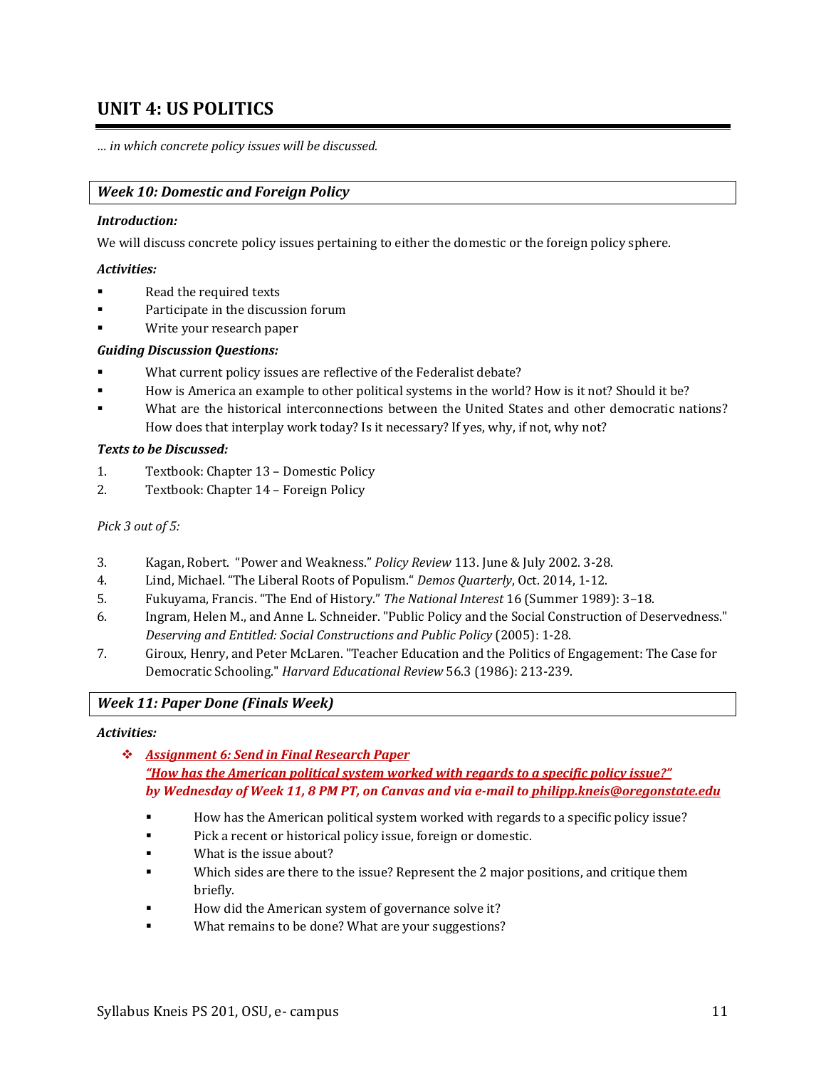# UNIT 4: US POLITICS

*… in which concrete policy issues will be discussed.*

## *Week 10: Domestic and Foreign Policy*

***Introduction:***

We will discuss concrete policy issues pertaining to either the domestic or the foreign policy sphere.

***Activities:***

- Read the required texts
- Participate in the discussion forum
- Write your research paper

***Guiding Discussion Questions:***

- What current policy issues are reflective of the Federalist debate?
- How is America an example to other political systems in the world? How is it not? Should it be?
- What are the historical interconnections between the United States and other democratic nations? How does that interplay work today? Is it necessary? If yes, why, if not, why not?

***Texts to be Discussed:***

1. Textbook: Chapter 13 – Domestic Policy
2. Textbook: Chapter 14 – Foreign Policy

*Pick 3 out of 5:*

3. Kagan, Robert. "Power and Weakness." *Policy Review* 113. June & July 2002. 3-28.
4. Lind, Michael. "The Liberal Roots of Populism." *Demos Quarterly*, Oct. 2014, 1-12.
5. Fukuyama, Francis. "The End of History." *The National Interest* 16 (Summer 1989): 3–18.
6. Ingram, Helen M., and Anne L. Schneider. "Public Policy and the Social Construction of Deservedness." *Deserving and Entitled: Social Constructions and Public Policy* (2005): 1-28.
7. Giroux, Henry, and Peter McLaren. "Teacher Education and the Politics of Engagement: The Case for Democratic Schooling." *Harvard Educational Review* 56.3 (1986): 213-239.

## *Week 11: Paper Done (Finals Week)*

***Activities:***

- ***Assignment 6: Send in Final Research Paper***
  ***"How has the American political system worked with regards to a specific policy issue?"***
  ***by Wednesday of Week 11, 8 PM PT, on Canvas and via e-mail to philipp.kneis@oregonstate.edu***
  - How has the American political system worked with regards to a specific policy issue?
  - Pick a recent or historical policy issue, foreign or domestic.
  - What is the issue about?
  - Which sides are there to the issue? Represent the 2 major positions, and critique them briefly.
  - How did the American system of governance solve it?
  - What remains to be done? What are your suggestions?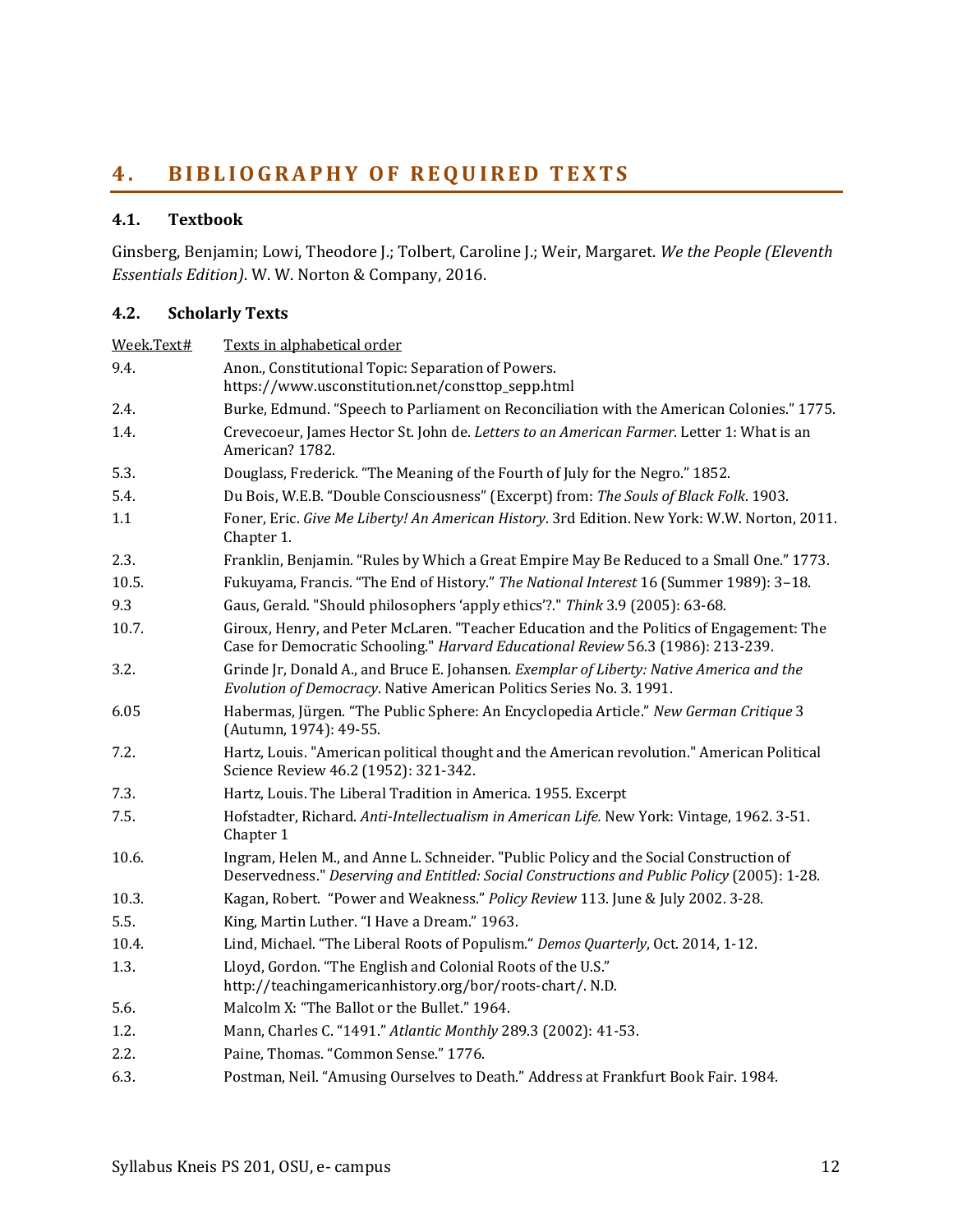# 4. BIBLIOGRAPHY OF REQUIRED TEXTS

## 4.1. Textbook

Ginsberg, Benjamin; Lowi, Theodore J.; Tolbert, Caroline J.; Weir, Margaret. *We the People (Eleventh Essentials Edition)*. W. W. Norton & Company, 2016.

## 4.2. Scholarly Texts

| Week.Text# | Texts in alphabetical order |
|---|---|
| 9.4. | Anon., Constitutional Topic: Separation of Powers. https://www.usconstitution.net/consttop_sepp.html |
| 2.4. | Burke, Edmund. "Speech to Parliament on Reconciliation with the American Colonies." 1775. |
| 1.4. | Crevecoeur, James Hector St. John de. *Letters to an American Farmer*. Letter 1: What is an American? 1782. |
| 5.3. | Douglass, Frederick. "The Meaning of the Fourth of July for the Negro." 1852. |
| 5.4. | Du Bois, W.E.B. "Double Consciousness" (Excerpt) from: *The Souls of Black Folk*. 1903. |
| 1.1 | Foner, Eric. *Give Me Liberty! An American History*. 3rd Edition. New York: W.W. Norton, 2011. Chapter 1. |
| 2.3. | Franklin, Benjamin. "Rules by Which a Great Empire May Be Reduced to a Small One." 1773. |
| 10.5. | Fukuyama, Francis. "The End of History." *The National Interest* 16 (Summer 1989): 3–18. |
| 9.3 | Gaus, Gerald. "Should philosophers 'apply ethics'?." *Think* 3.9 (2005): 63-68. |
| 10.7. | Giroux, Henry, and Peter McLaren. "Teacher Education and the Politics of Engagement: The Case for Democratic Schooling." *Harvard Educational Review* 56.3 (1986): 213-239. |
| 3.2. | Grinde Jr, Donald A., and Bruce E. Johansen. *Exemplar of Liberty: Native America and the Evolution of Democracy*. Native American Politics Series No. 3. 1991. |
| 6.05 | Habermas, Jürgen. "The Public Sphere: An Encyclopedia Article." *New German Critique* 3 (Autumn, 1974): 49-55. |
| 7.2. | Hartz, Louis. "American political thought and the American revolution." American Political Science Review 46.2 (1952): 321-342. |
| 7.3. | Hartz, Louis. The Liberal Tradition in America. 1955. Excerpt |
| 7.5. | Hofstadter, Richard. *Anti-Intellectualism in American Life.* New York: Vintage, 1962. 3-51. Chapter 1 |
| 10.6. | Ingram, Helen M., and Anne L. Schneider. "Public Policy and the Social Construction of Deservedness." *Deserving and Entitled: Social Constructions and Public Policy* (2005): 1-28. |
| 10.3. | Kagan, Robert. "Power and Weakness." *Policy Review* 113. June & July 2002. 3-28. |
| 5.5. | King, Martin Luther. "I Have a Dream." 1963. |
| 10.4. | Lind, Michael. "The Liberal Roots of Populism." *Demos Quarterly*, Oct. 2014, 1-12. |
| 1.3. | Lloyd, Gordon. "The English and Colonial Roots of the U.S." http://teachingamericanhistory.org/bor/roots-chart/. N.D. |
| 5.6. | Malcolm X: "The Ballot or the Bullet." 1964. |
| 1.2. | Mann, Charles C. "1491." *Atlantic Monthly* 289.3 (2002): 41-53. |
| 2.2. | Paine, Thomas. "Common Sense." 1776. |
| 6.3. | Postman, Neil. "Amusing Ourselves to Death." Address at Frankfurt Book Fair. 1984. |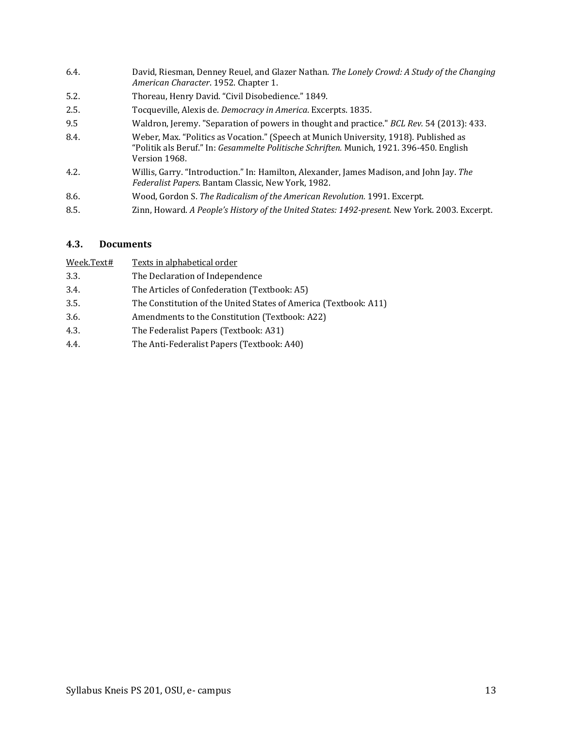| | |
|---|---|
| 6.4. | David, Riesman, Denney Reuel, and Glazer Nathan. *The Lonely Crowd: A Study of the Changing American Character*. 1952. Chapter 1. |
| 5.2. | Thoreau, Henry David. "Civil Disobedience." 1849. |
| 2.5. | Tocqueville, Alexis de. *Democracy in America*. Excerpts. 1835. |
| 9.5 | Waldron, Jeremy. "Separation of powers in thought and practice." *BCL Rev.* 54 (2013): 433. |
| 8.4. | Weber, Max. "Politics as Vocation." (Speech at Munich University, 1918). Published as "Politik als Beruf." In: *Gesammelte Politische Schriften.* Munich, 1921. 396-450. English Version 1968. |
| 4.2. | Willis, Garry. "Introduction." In: Hamilton, Alexander, James Madison, and John Jay. *The Federalist Papers*. Bantam Classic, New York, 1982. |
| 8.6. | Wood, Gordon S. *The Radicalism of the American Revolution.* 1991. Excerpt. |
| 8.5. | Zinn, Howard. *A People's History of the United States: 1492-present.* New York. 2003. Excerpt. |

### 4.3. Documents

| Week.Text# | Texts in alphabetical order |
|---|---|
| 3.3. | The Declaration of Independence |
| 3.4. | The Articles of Confederation (Textbook: A5) |
| 3.5. | The Constitution of the United States of America (Textbook: A11) |
| 3.6. | Amendments to the Constitution (Textbook: A22) |
| 4.3. | The Federalist Papers (Textbook: A31) |
| 4.4. | The Anti-Federalist Papers (Textbook: A40) |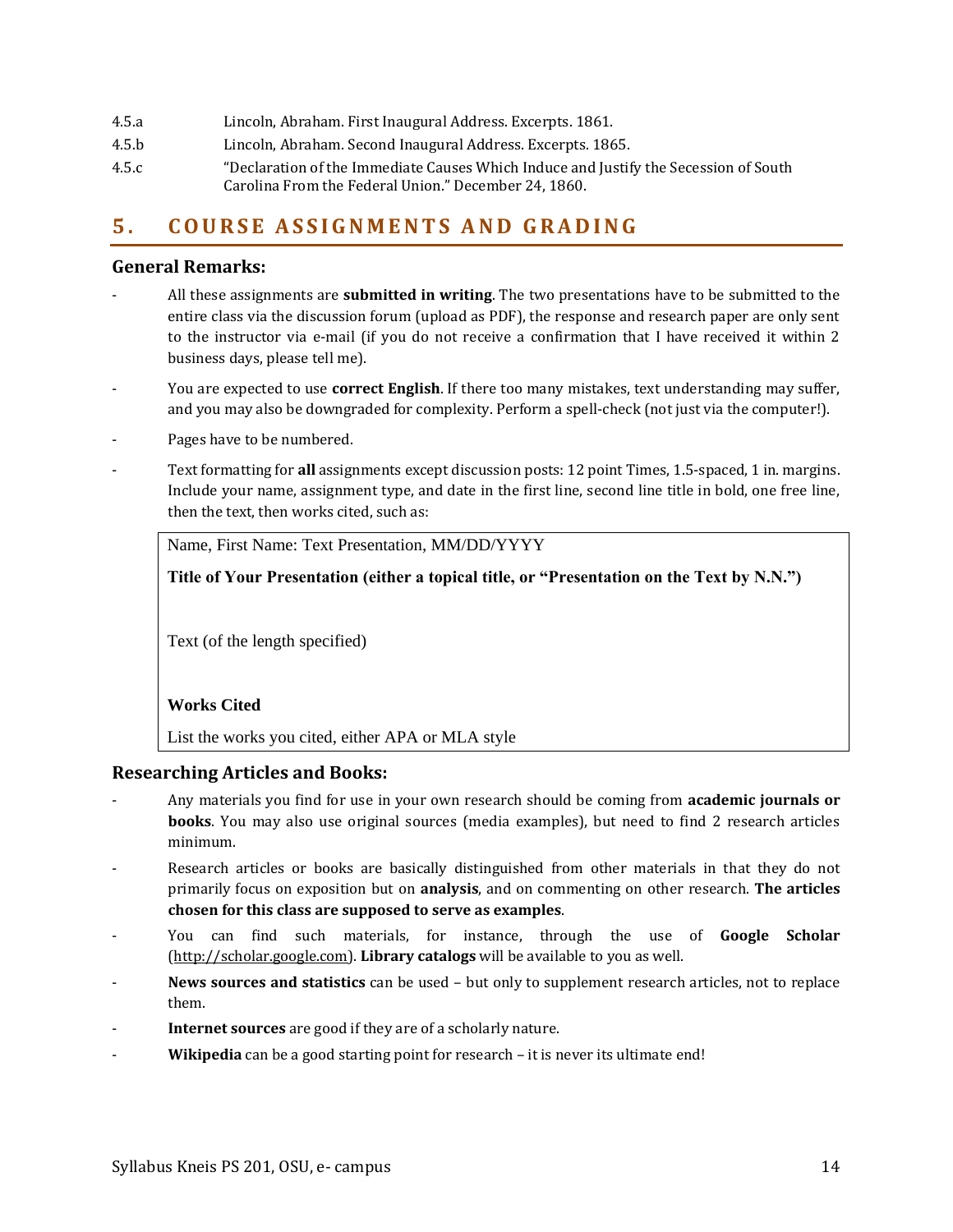4.5.a Lincoln, Abraham. First Inaugural Address. Excerpts. 1861.

4.5.b Lincoln, Abraham. Second Inaugural Address. Excerpts. 1865.

4.5.c "Declaration of the Immediate Causes Which Induce and Justify the Secession of South Carolina From the Federal Union." December 24, 1860.

## 5. COURSE ASSIGNMENTS AND GRADING

### General Remarks:

- All these assignments are **submitted in writing**. The two presentations have to be submitted to the entire class via the discussion forum (upload as PDF), the response and research paper are only sent to the instructor via e-mail (if you do not receive a confirmation that I have received it within 2 business days, please tell me).
- You are expected to use **correct English**. If there too many mistakes, text understanding may suffer, and you may also be downgraded for complexity. Perform a spell-check (not just via the computer!).
- Pages have to be numbered.
- Text formatting for **all** assignments except discussion posts: 12 point Times, 1.5-spaced, 1 in. margins. Include your name, assignment type, and date in the first line, second line title in bold, one free line, then the text, then works cited, such as:

> Name, First Name: Text Presentation, MM/DD/YYYY
>
> **Title of Your Presentation (either a topical title, or "Presentation on the Text by N.N.")**
>
> Text (of the length specified)
>
> **Works Cited**
>
> List the works you cited, either APA or MLA style

### Researching Articles and Books:

- Any materials you find for use in your own research should be coming from **academic journals or books**. You may also use original sources (media examples), but need to find 2 research articles minimum.
- Research articles or books are basically distinguished from other materials in that they do not primarily focus on exposition but on **analysis**, and on commenting on other research. **The articles chosen for this class are supposed to serve as examples**.
- You can find such materials, for instance, through the use of **Google Scholar** (http://scholar.google.com). **Library catalogs** will be available to you as well.
- **News sources and statistics** can be used – but only to supplement research articles, not to replace them.
- **Internet sources** are good if they are of a scholarly nature.
- **Wikipedia** can be a good starting point for research – it is never its ultimate end!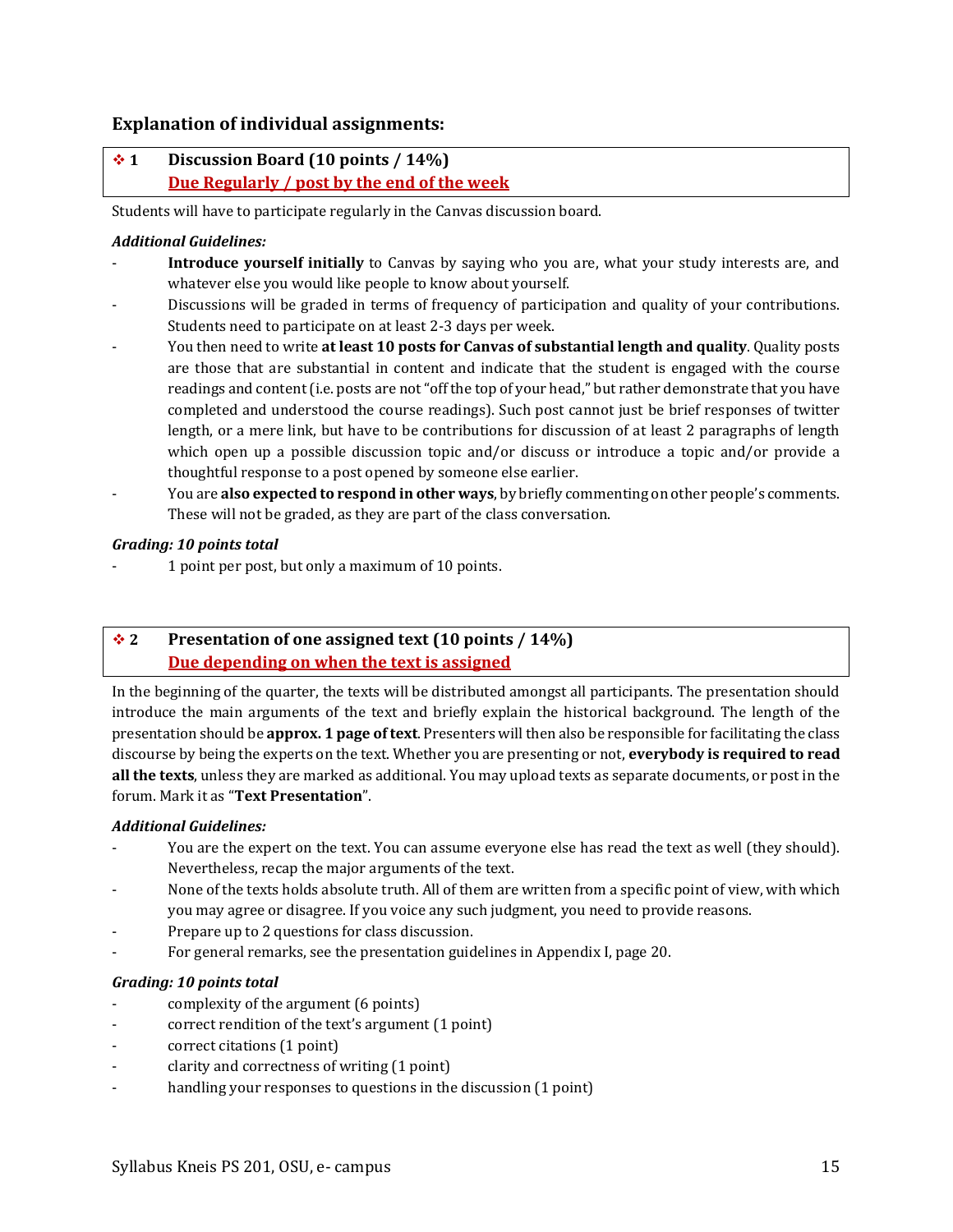### Explanation of individual assignments:

### ❖ 1 Discussion Board (10 points / 14%)

**Due Regularly / post by the end of the week**

Students will have to participate regularly in the Canvas discussion board.

***Additional Guidelines:***

- **Introduce yourself initially** to Canvas by saying who you are, what your study interests are, and whatever else you would like people to know about yourself.
- Discussions will be graded in terms of frequency of participation and quality of your contributions. Students need to participate on at least 2-3 days per week.
- You then need to write **at least 10 posts for Canvas of substantial length and quality**. Quality posts are those that are substantial in content and indicate that the student is engaged with the course readings and content (i.e. posts are not "off the top of your head," but rather demonstrate that you have completed and understood the course readings). Such post cannot just be brief responses of twitter length, or a mere link, but have to be contributions for discussion of at least 2 paragraphs of length which open up a possible discussion topic and/or discuss or introduce a topic and/or provide a thoughtful response to a post opened by someone else earlier.
- You are **also expected to respond in other ways**, by briefly commenting on other people's comments. These will not be graded, as they are part of the class conversation.

***Grading: 10 points total***

- 1 point per post, but only a maximum of 10 points.

### ❖ 2 Presentation of one assigned text (10 points / 14%)

**Due depending on when the text is assigned**

In the beginning of the quarter, the texts will be distributed amongst all participants. The presentation should introduce the main arguments of the text and briefly explain the historical background. The length of the presentation should be **approx. 1 page of text**. Presenters will then also be responsible for facilitating the class discourse by being the experts on the text. Whether you are presenting or not, **everybody is required to read all the texts**, unless they are marked as additional. You may upload texts as separate documents, or post in the forum. Mark it as "**Text Presentation**".

***Additional Guidelines:***

- You are the expert on the text. You can assume everyone else has read the text as well (they should). Nevertheless, recap the major arguments of the text.
- None of the texts holds absolute truth. All of them are written from a specific point of view, with which you may agree or disagree. If you voice any such judgment, you need to provide reasons.
- Prepare up to 2 questions for class discussion.
- For general remarks, see the presentation guidelines in Appendix I, page 20.

***Grading: 10 points total***

- complexity of the argument (6 points)
- correct rendition of the text's argument (1 point)
- correct citations (1 point)
- clarity and correctness of writing (1 point)
- handling your responses to questions in the discussion (1 point)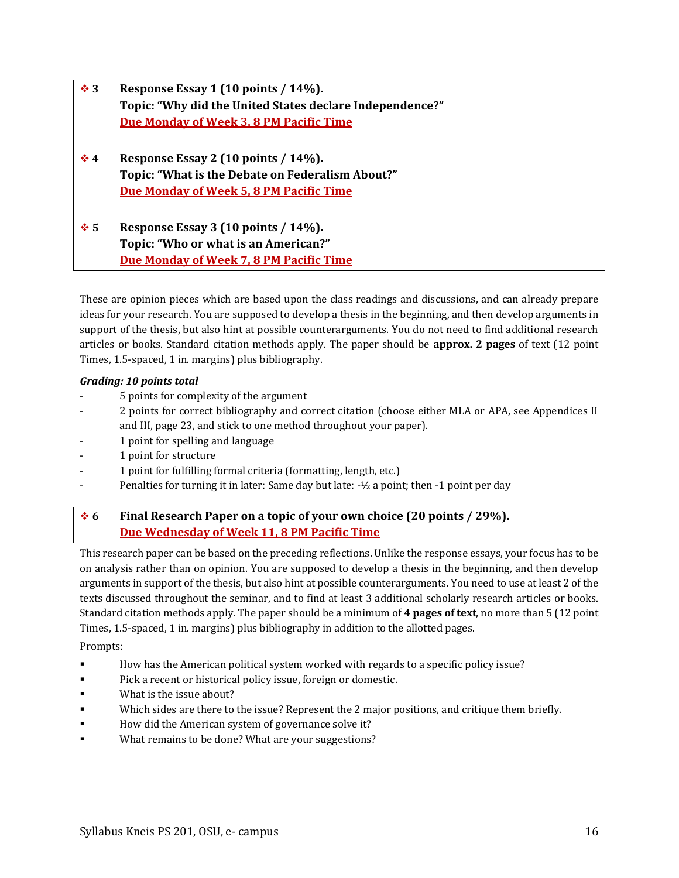❖ **3** **Response Essay 1 (10 points / 14%).**
**Topic: "Why did the United States declare Independence?"**
**Due Monday of Week 3, 8 PM Pacific Time**

❖ **4** **Response Essay 2 (10 points / 14%).**
**Topic: "What is the Debate on Federalism About?"**
**Due Monday of Week 5, 8 PM Pacific Time**

❖ **5** **Response Essay 3 (10 points / 14%).**
**Topic: "Who or what is an American?"**
**Due Monday of Week 7, 8 PM Pacific Time**

These are opinion pieces which are based upon the class readings and discussions, and can already prepare ideas for your research. You are supposed to develop a thesis in the beginning, and then develop arguments in support of the thesis, but also hint at possible counterarguments. You do not need to find additional research articles or books. Standard citation methods apply. The paper should be **approx. 2 pages** of text (12 point Times, 1.5-spaced, 1 in. margins) plus bibliography.

***Grading: 10 points total***

- 5 points for complexity of the argument
- 2 points for correct bibliography and correct citation (choose either MLA or APA, see Appendices II and III, page 23, and stick to one method throughout your paper).
- 1 point for spelling and language
- 1 point for structure
- 1 point for fulfilling formal criteria (formatting, length, etc.)
- Penalties for turning it in later: Same day but late: -½ a point; then -1 point per day

❖ **6** **Final Research Paper on a topic of your own choice (20 points / 29%).**
**Due Wednesday of Week 11, 8 PM Pacific Time**

This research paper can be based on the preceding reflections. Unlike the response essays, your focus has to be on analysis rather than on opinion. You are supposed to develop a thesis in the beginning, and then develop arguments in support of the thesis, but also hint at possible counterarguments. You need to use at least 2 of the texts discussed throughout the seminar, and to find at least 3 additional scholarly research articles or books. Standard citation methods apply. The paper should be a minimum of **4 pages of text**, no more than 5 (12 point Times, 1.5-spaced, 1 in. margins) plus bibliography in addition to the allotted pages.

Prompts:

- How has the American political system worked with regards to a specific policy issue?
- Pick a recent or historical policy issue, foreign or domestic.
- What is the issue about?
- Which sides are there to the issue? Represent the 2 major positions, and critique them briefly.
- How did the American system of governance solve it?
- What remains to be done? What are your suggestions?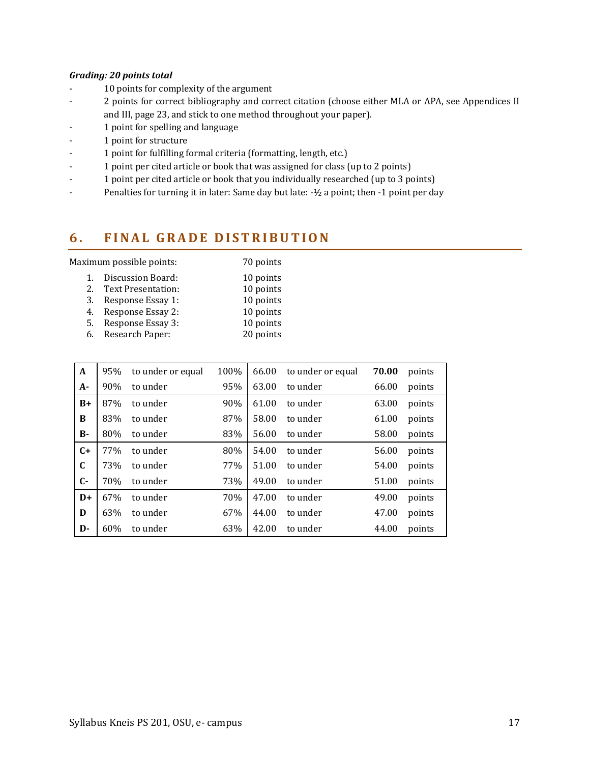***Grading: 20 points total***

- 10 points for complexity of the argument
- 2 points for correct bibliography and correct citation (choose either MLA or APA, see Appendices II and III, page 23, and stick to one method throughout your paper).
- 1 point for spelling and language
- 1 point for structure
- 1 point for fulfilling formal criteria (formatting, length, etc.)
- 1 point per cited article or book that was assigned for class (up to 2 points)
- 1 point per cited article or book that you individually researched (up to 3 points)
- Penalties for turning it in later: Same day but late: -½ a point; then -1 point per day

## 6. FINAL GRADE DISTRIBUTION

Maximum possible points: 70 points

1. Discussion Board: 10 points
2. Text Presentation: 10 points
3. Response Essay 1: 10 points
4. Response Essay 2: 10 points
5. Response Essay 3: 10 points
6. Research Paper: 20 points

| | | | | | | | |
|---|---|---|---|---|---|---|---|
| **A** | 95% | to under or equal | 100% | 66.00 | to under or equal | **70.00** | points |
| **A-** | 90% | to under | 95% | 63.00 | to under | 66.00 | points |
| **B+** | 87% | to under | 90% | 61.00 | to under | 63.00 | points |
| **B** | 83% | to under | 87% | 58.00 | to under | 61.00 | points |
| **B-** | 80% | to under | 83% | 56.00 | to under | 58.00 | points |
| **C+** | 77% | to under | 80% | 54.00 | to under | 56.00 | points |
| **C** | 73% | to under | 77% | 51.00 | to under | 54.00 | points |
| **C-** | 70% | to under | 73% | 49.00 | to under | 51.00 | points |
| **D+** | 67% | to under | 70% | 47.00 | to under | 49.00 | points |
| **D** | 63% | to under | 67% | 44.00 | to under | 47.00 | points |
| **D-** | 60% | to under | 63% | 42.00 | to under | 44.00 | points |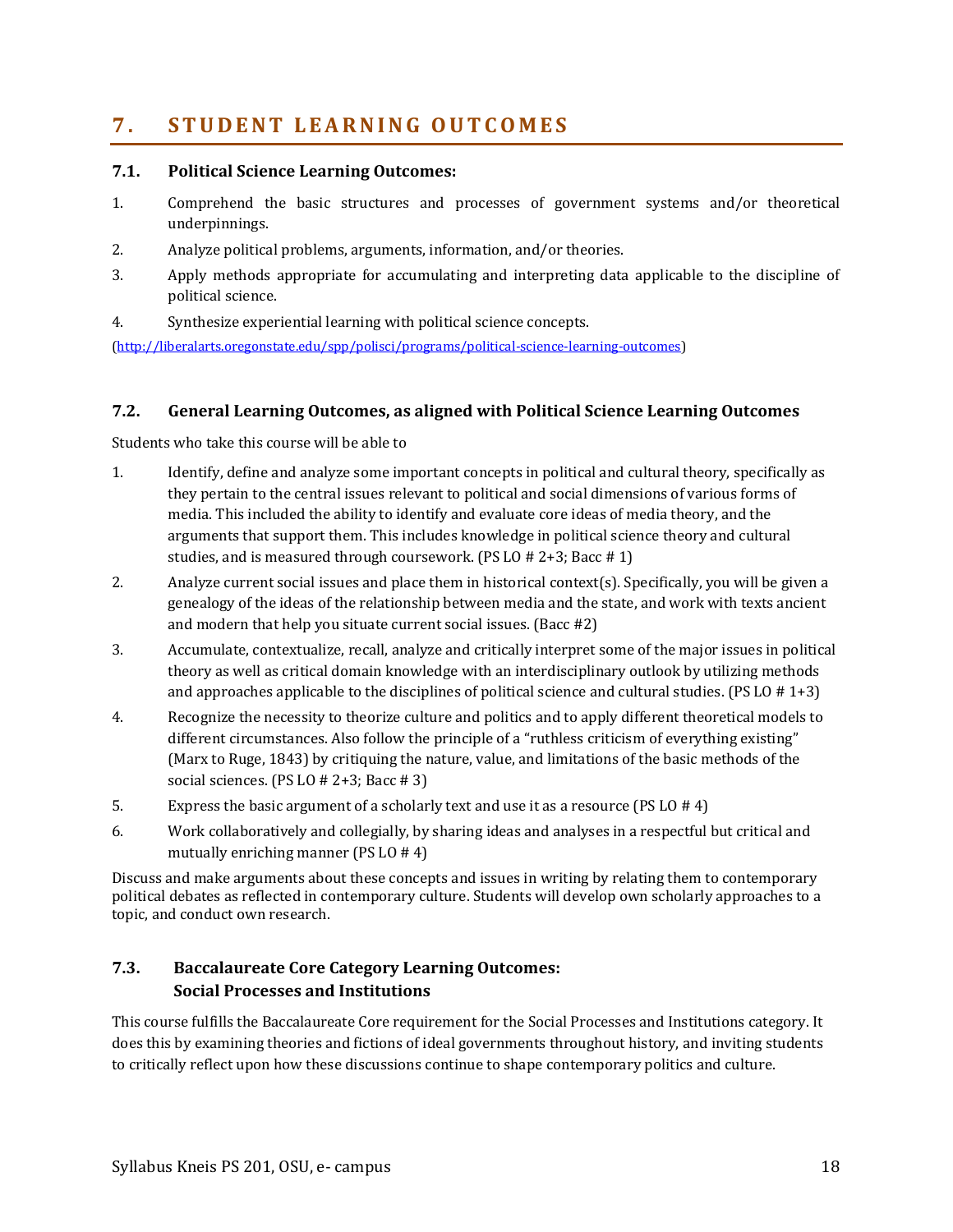# 7. STUDENT LEARNING OUTCOMES

## 7.1. Political Science Learning Outcomes:

1. Comprehend the basic structures and processes of government systems and/or theoretical underpinnings.
2. Analyze political problems, arguments, information, and/or theories.
3. Apply methods appropriate for accumulating and interpreting data applicable to the discipline of political science.
4. Synthesize experiential learning with political science concepts.

(http://liberalarts.oregonstate.edu/spp/polisci/programs/political-science-learning-outcomes)

## 7.2. General Learning Outcomes, as aligned with Political Science Learning Outcomes

Students who take this course will be able to

1. Identify, define and analyze some important concepts in political and cultural theory, specifically as they pertain to the central issues relevant to political and social dimensions of various forms of media. This included the ability to identify and evaluate core ideas of media theory, and the arguments that support them. This includes knowledge in political science theory and cultural studies, and is measured through coursework. (PS LO # 2+3; Bacc # 1)
2. Analyze current social issues and place them in historical context(s). Specifically, you will be given a genealogy of the ideas of the relationship between media and the state, and work with texts ancient and modern that help you situate current social issues. (Bacc #2)
3. Accumulate, contextualize, recall, analyze and critically interpret some of the major issues in political theory as well as critical domain knowledge with an interdisciplinary outlook by utilizing methods and approaches applicable to the disciplines of political science and cultural studies. (PS LO # 1+3)
4. Recognize the necessity to theorize culture and politics and to apply different theoretical models to different circumstances. Also follow the principle of a "ruthless criticism of everything existing" (Marx to Ruge, 1843) by critiquing the nature, value, and limitations of the basic methods of the social sciences. (PS LO # 2+3; Bacc # 3)
5. Express the basic argument of a scholarly text and use it as a resource (PS LO # 4)
6. Work collaboratively and collegially, by sharing ideas and analyses in a respectful but critical and mutually enriching manner (PS LO # 4)

Discuss and make arguments about these concepts and issues in writing by relating them to contemporary political debates as reflected in contemporary culture. Students will develop own scholarly approaches to a topic, and conduct own research.

## 7.3. Baccalaureate Core Category Learning Outcomes: Social Processes and Institutions

This course fulfills the Baccalaureate Core requirement for the Social Processes and Institutions category. It does this by examining theories and fictions of ideal governments throughout history, and inviting students to critically reflect upon how these discussions continue to shape contemporary politics and culture.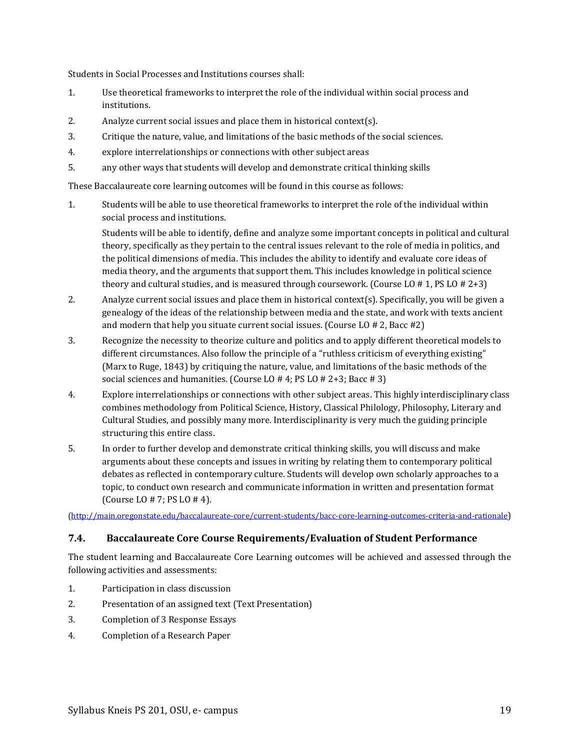Students in Social Processes and Institutions courses shall:

1. Use theoretical frameworks to interpret the role of the individual within social process and institutions.
2. Analyze current social issues and place them in historical context(s).
3. Critique the nature, value, and limitations of the basic methods of the social sciences.
4. explore interrelationships or connections with other subject areas
5. any other ways that students will develop and demonstrate critical thinking skills

These Baccalaureate core learning outcomes will be found in this course as follows:

1. Students will be able to use theoretical frameworks to interpret the role of the individual within social process and institutions.

   Students will be able to identify, define and analyze some important concepts in political and cultural theory, specifically as they pertain to the central issues relevant to the role of media in politics, and the political dimensions of media. This includes the ability to identify and evaluate core ideas of media theory, and the arguments that support them. This includes knowledge in political science theory and cultural studies, and is measured through coursework. (Course LO # 1, PS LO # 2+3)
2. Analyze current social issues and place them in historical context(s). Specifically, you will be given a genealogy of the ideas of the relationship between media and the state, and work with texts ancient and modern that help you situate current social issues. (Course LO # 2, Bacc #2)
3. Recognize the necessity to theorize culture and politics and to apply different theoretical models to different circumstances. Also follow the principle of a "ruthless criticism of everything existing" (Marx to Ruge, 1843) by critiquing the nature, value, and limitations of the basic methods of the social sciences and humanities. (Course LO # 4; PS LO # 2+3; Bacc # 3)
4. Explore interrelationships or connections with other subject areas. This highly interdisciplinary class combines methodology from Political Science, History, Classical Philology, Philosophy, Literary and Cultural Studies, and possibly many more. Interdisciplinarity is very much the guiding principle structuring this entire class.
5. In order to further develop and demonstrate critical thinking skills, you will discuss and make arguments about these concepts and issues in writing by relating them to contemporary political debates as reflected in contemporary culture. Students will develop own scholarly approaches to a topic, to conduct own research and communicate information in written and presentation format (Course LO # 7; PS LO # 4).

(http://main.oregonstate.edu/baccalaureate-core/current-students/bacc-core-learning-outcomes-criteria-and-rationale)

### 7.4. Baccalaureate Core Course Requirements/Evaluation of Student Performance

The student learning and Baccalaureate Core Learning outcomes will be achieved and assessed through the following activities and assessments:

1. Participation in class discussion
2. Presentation of an assigned text (Text Presentation)
3. Completion of 3 Response Essays
4. Completion of a Research Paper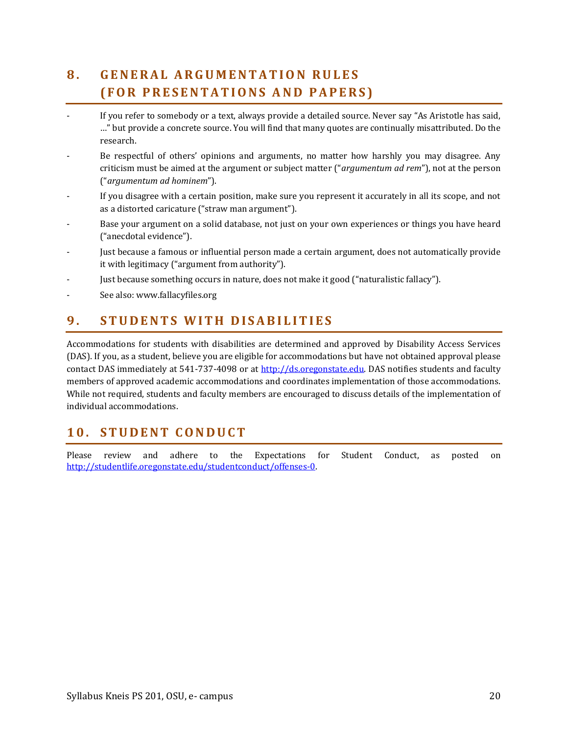## 8. GENERAL ARGUMENTATION RULES (FOR PRESENTATIONS AND PAPERS)

- If you refer to somebody or a text, always provide a detailed source. Never say "As Aristotle has said, …" but provide a concrete source. You will find that many quotes are continually misattributed. Do the research.
- Be respectful of others' opinions and arguments, no matter how harshly you may disagree. Any criticism must be aimed at the argument or subject matter ("*argumentum ad rem*"), not at the person ("*argumentum ad hominem*").
- If you disagree with a certain position, make sure you represent it accurately in all its scope, and not as a distorted caricature ("straw man argument").
- Base your argument on a solid database, not just on your own experiences or things you have heard ("anecdotal evidence").
- Just because a famous or influential person made a certain argument, does not automatically provide it with legitimacy ("argument from authority").
- Just because something occurs in nature, does not make it good ("naturalistic fallacy").
- See also: www.fallacyfiles.org

## 9. STUDENTS WITH DISABILITIES

Accommodations for students with disabilities are determined and approved by Disability Access Services (DAS). If you, as a student, believe you are eligible for accommodations but have not obtained approval please contact DAS immediately at 541-737-4098 or at http://ds.oregonstate.edu. DAS notifies students and faculty members of approved academic accommodations and coordinates implementation of those accommodations. While not required, students and faculty members are encouraged to discuss details of the implementation of individual accommodations.

## 10. STUDENT CONDUCT

Please review and adhere to the Expectations for Student Conduct, as posted on http://studentlife.oregonstate.edu/studentconduct/offenses-0.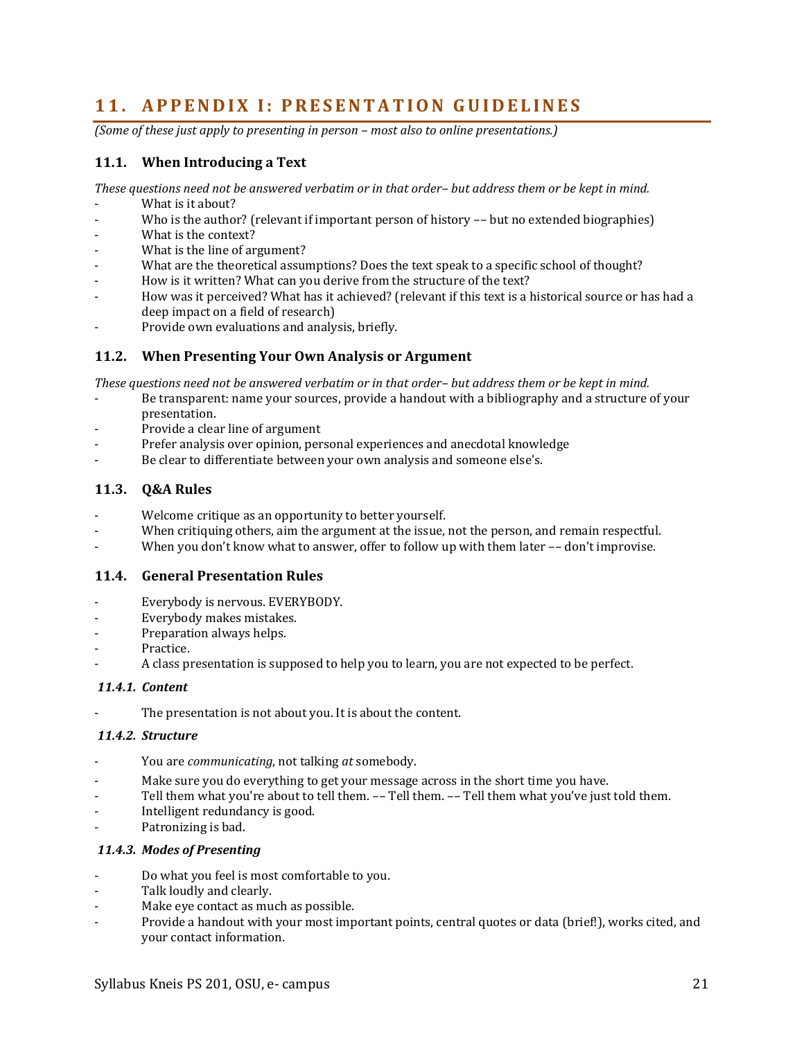# 11. APPENDIX I: PRESENTATION GUIDELINES

*(Some of these just apply to presenting in person – most also to online presentations.)*

## 11.1. When Introducing a Text

*These questions need not be answered verbatim or in that order– but address them or be kept in mind.*

- What is it about?
- Who is the author? (relevant if important person of history –– but no extended biographies)
- What is the context?
- What is the line of argument?
- What are the theoretical assumptions? Does the text speak to a specific school of thought?
- How is it written? What can you derive from the structure of the text?
- How was it perceived? What has it achieved? (relevant if this text is a historical source or has had a deep impact on a field of research)
- Provide own evaluations and analysis, briefly.

## 11.2. When Presenting Your Own Analysis or Argument

*These questions need not be answered verbatim or in that order– but address them or be kept in mind.*

- Be transparent: name your sources, provide a handout with a bibliography and a structure of your presentation.
- Provide a clear line of argument
- Prefer analysis over opinion, personal experiences and anecdotal knowledge
- Be clear to differentiate between your own analysis and someone else's.

## 11.3. Q&A Rules

- Welcome critique as an opportunity to better yourself.
- When critiquing others, aim the argument at the issue, not the person, and remain respectful.
- When you don't know what to answer, offer to follow up with them later –– don't improvise.

## 11.4. General Presentation Rules

- Everybody is nervous. EVERYBODY.
- Everybody makes mistakes.
- Preparation always helps.
- Practice.
- A class presentation is supposed to help you to learn, you are not expected to be perfect.

### *11.4.1. Content*

- The presentation is not about you. It is about the content.

### *11.4.2. Structure*

- You are *communicating*, not talking *at* somebody.
- Make sure you do everything to get your message across in the short time you have.
- Tell them what you're about to tell them. –– Tell them. –– Tell them what you've just told them.
- Intelligent redundancy is good.
- Patronizing is bad.

### *11.4.3. Modes of Presenting*

- Do what you feel is most comfortable to you.
- Talk loudly and clearly.
- Make eye contact as much as possible.
- Provide a handout with your most important points, central quotes or data (brief!), works cited, and your contact information.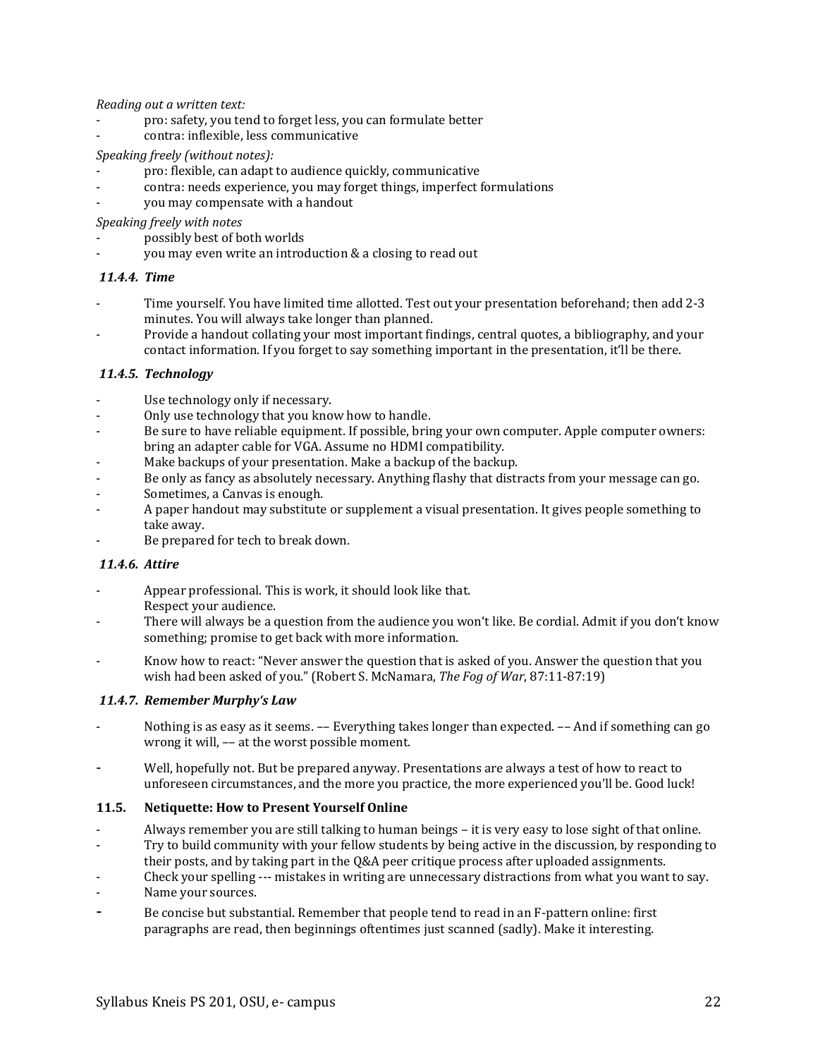*Reading out a written text:*

- pro: safety, you tend to forget less, you can formulate better
- contra: inflexible, less communicative

*Speaking freely (without notes):*

- pro: flexible, can adapt to audience quickly, communicative
- contra: needs experience, you may forget things, imperfect formulations
- you may compensate with a handout

*Speaking freely with notes*

- possibly best of both worlds
- you may even write an introduction & a closing to read out

### *11.4.4. Time*

- Time yourself. You have limited time allotted. Test out your presentation beforehand; then add 2-3 minutes. You will always take longer than planned.
- Provide a handout collating your most important findings, central quotes, a bibliography, and your contact information. If you forget to say something important in the presentation, it'll be there.

### *11.4.5. Technology*

- Use technology only if necessary.
- Only use technology that you know how to handle.
- Be sure to have reliable equipment. If possible, bring your own computer. Apple computer owners: bring an adapter cable for VGA. Assume no HDMI compatibility.
- Make backups of your presentation. Make a backup of the backup.
- Be only as fancy as absolutely necessary. Anything flashy that distracts from your message can go.
- Sometimes, a Canvas is enough.
- A paper handout may substitute or supplement a visual presentation. It gives people something to take away.
- Be prepared for tech to break down.

### *11.4.6. Attire*

- Appear professional. This is work, it should look like that.
  Respect your audience.
- There will always be a question from the audience you won't like. Be cordial. Admit if you don't know something; promise to get back with more information.
- Know how to react: "Never answer the question that is asked of you. Answer the question that you wish had been asked of you." (Robert S. McNamara, *The Fog of War*, 87:11-87:19)

### *11.4.7. Remember Murphy's Law*

- Nothing is as easy as it seems. –– Everything takes longer than expected. –– And if something can go wrong it will, –– at the worst possible moment.
- Well, hopefully not. But be prepared anyway. Presentations are always a test of how to react to unforeseen circumstances, and the more you practice, the more experienced you'll be. Good luck!

## 11.5. Netiquette: How to Present Yourself Online

- Always remember you are still talking to human beings – it is very easy to lose sight of that online.
- Try to build community with your fellow students by being active in the discussion, by responding to their posts, and by taking part in the Q&A peer critique process after uploaded assignments.
- Check your spelling --- mistakes in writing are unnecessary distractions from what you want to say.
- Name your sources.
- Be concise but substantial. Remember that people tend to read in an F-pattern online: first paragraphs are read, then beginnings oftentimes just scanned (sadly). Make it interesting.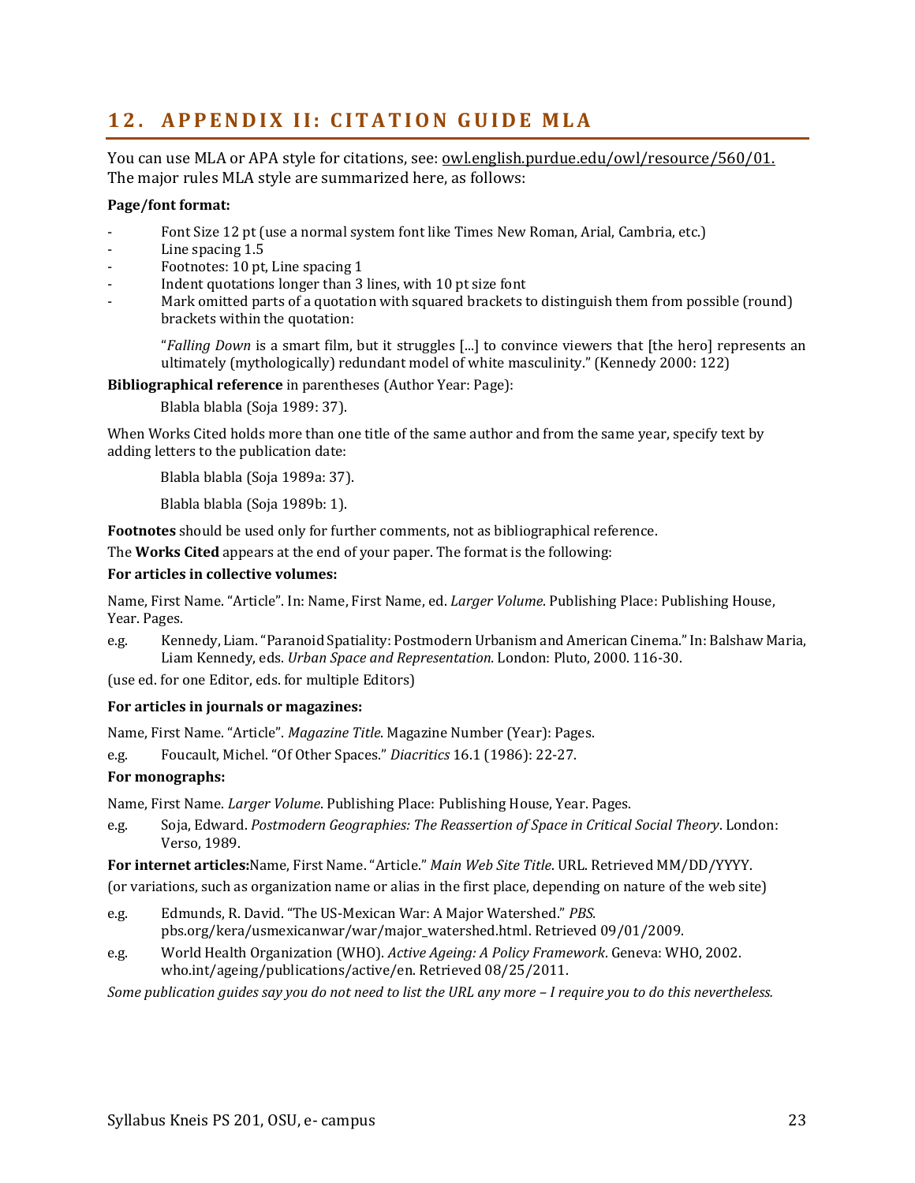## 12. APPENDIX II: CITATION GUIDE MLA

You can use MLA or APA style for citations, see: owl.english.purdue.edu/owl/resource/560/01.
The major rules MLA style are summarized here, as follows:

**Page/font format:**

- Font Size 12 pt (use a normal system font like Times New Roman, Arial, Cambria, etc.)
- Line spacing 1.5
- Footnotes: 10 pt, Line spacing 1
- Indent quotations longer than 3 lines, with 10 pt size font
- Mark omitted parts of a quotation with squared brackets to distinguish them from possible (round) brackets within the quotation:

> "*Falling Down* is a smart film, but it struggles [...] to convince viewers that [the hero] represents an ultimately (mythologically) redundant model of white masculinity." (Kennedy 2000: 122)

**Bibliographical reference** in parentheses (Author Year: Page):

> Blabla blabla (Soja 1989: 37).

When Works Cited holds more than one title of the same author and from the same year, specify text by adding letters to the publication date:

> Blabla blabla (Soja 1989a: 37).
>
> Blabla blabla (Soja 1989b: 1).

**Footnotes** should be used only for further comments, not as bibliographical reference.

The **Works Cited** appears at the end of your paper. The format is the following:

**For articles in collective volumes:**

Name, First Name. "Article". In: Name, First Name, ed. *Larger Volume*. Publishing Place: Publishing House, Year. Pages.

e.g. Kennedy, Liam. "Paranoid Spatiality: Postmodern Urbanism and American Cinema." In: Balshaw Maria, Liam Kennedy, eds. *Urban Space and Representation.* London: Pluto, 2000. 116-30.

(use ed. for one Editor, eds. for multiple Editors)

**For articles in journals or magazines:**

Name, First Name. "Article". *Magazine Title*. Magazine Number (Year): Pages.

e.g. Foucault, Michel. "Of Other Spaces." *Diacritics* 16.1 (1986): 22-27.

**For monographs:**

Name, First Name. *Larger Volume*. Publishing Place: Publishing House, Year. Pages.

e.g. Soja, Edward. *Postmodern Geographies: The Reassertion of Space in Critical Social Theory*. London: Verso, 1989.

**For internet articles:**Name, First Name. "Article." *Main Web Site Title*. URL. Retrieved MM/DD/YYYY.

(or variations, such as organization name or alias in the first place, depending on nature of the web site)

e.g. Edmunds, R. David. "The US-Mexican War: A Major Watershed." *PBS.* pbs.org/kera/usmexicanwar/war/major_watershed.html. Retrieved 09/01/2009.

e.g. World Health Organization (WHO). *Active Ageing: A Policy Framework*. Geneva: WHO, 2002. who.int/ageing/publications/active/en. Retrieved 08/25/2011.

*Some publication guides say you do not need to list the URL any more – I require you to do this nevertheless.*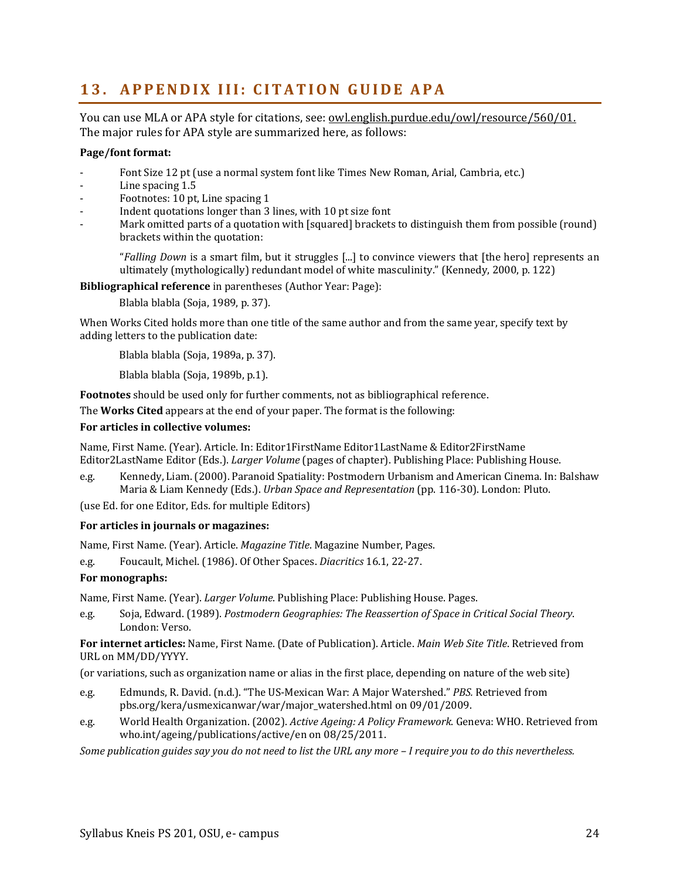## 13. APPENDIX III: CITATION GUIDE APA

You can use MLA or APA style for citations, see: owl.english.purdue.edu/owl/resource/560/01. The major rules for APA style are summarized here, as follows:

**Page/font format:**

- Font Size 12 pt (use a normal system font like Times New Roman, Arial, Cambria, etc.)
- Line spacing 1.5
- Footnotes: 10 pt, Line spacing 1
- Indent quotations longer than 3 lines, with 10 pt size font
- Mark omitted parts of a quotation with [squared] brackets to distinguish them from possible (round) brackets within the quotation:

  "*Falling Down* is a smart film, but it struggles [...] to convince viewers that [the hero] represents an ultimately (mythologically) redundant model of white masculinity." (Kennedy, 2000, p. 122)

**Bibliographical reference** in parentheses (Author Year: Page):

Blabla blabla (Soja, 1989, p. 37).

When Works Cited holds more than one title of the same author and from the same year, specify text by adding letters to the publication date:

Blabla blabla (Soja, 1989a, p. 37).

Blabla blabla (Soja, 1989b, p.1).

**Footnotes** should be used only for further comments, not as bibliographical reference.

The **Works Cited** appears at the end of your paper. The format is the following:

**For articles in collective volumes:**

Name, First Name. (Year). Article. In: Editor1FirstName Editor1LastName & Editor2FirstName Editor2LastName Editor (Eds.). *Larger Volume* (pages of chapter). Publishing Place: Publishing House.

e.g. Kennedy, Liam. (2000). Paranoid Spatiality: Postmodern Urbanism and American Cinema. In: Balshaw Maria & Liam Kennedy (Eds.). *Urban Space and Representation* (pp. 116-30). London: Pluto.

(use Ed. for one Editor, Eds. for multiple Editors)

**For articles in journals or magazines:**

Name, First Name. (Year). Article. *Magazine Title*. Magazine Number, Pages.

e.g. Foucault, Michel. (1986). Of Other Spaces. *Diacritics* 16.1, 22-27.

**For monographs:**

Name, First Name. (Year). *Larger Volume*. Publishing Place: Publishing House. Pages.

e.g. Soja, Edward. (1989). *Postmodern Geographies: The Reassertion of Space in Critical Social Theory*. London: Verso.

**For internet articles:** Name, First Name. (Date of Publication). Article. *Main Web Site Title*. Retrieved from URL on MM/DD/YYYY.

(or variations, such as organization name or alias in the first place, depending on nature of the web site)

e.g. Edmunds, R. David. (n.d.). "The US-Mexican War: A Major Watershed." *PBS.* Retrieved from pbs.org/kera/usmexicanwar/war/major_watershed.html on 09/01/2009.

e.g. World Health Organization. (2002). *Active Ageing: A Policy Framework.* Geneva: WHO. Retrieved from who.int/ageing/publications/active/en on 08/25/2011.

*Some publication guides say you do not need to list the URL any more – I require you to do this nevertheless.*